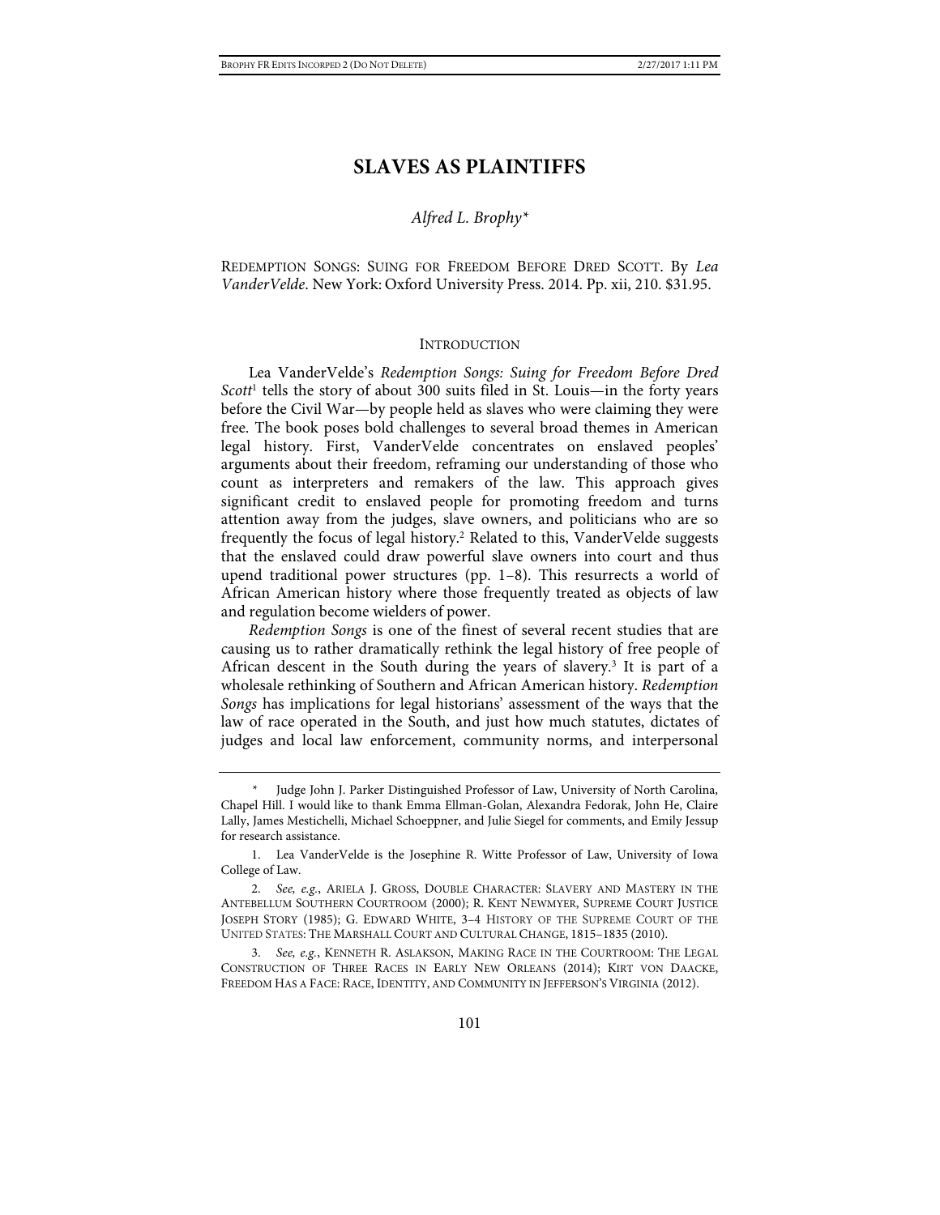# SLAVES AS PLAINTIFFS

*Alfred L. Brophy**

REDEMPTION SONGS: SUING FOR FREEDOM BEFORE DRED SCOTT. By *Lea VanderVelde*. New York: Oxford University Press. 2014. Pp. xii, 210. $31.95.

## INTRODUCTION

Lea VanderVelde's *Redemption Songs: Suing for Freedom Before Dred Scott*[1] tells the story of about 300 suits filed in St. Louis—in the forty years before the Civil War—by people held as slaves who were claiming they were free. The book poses bold challenges to several broad themes in American legal history. First, VanderVelde concentrates on enslaved peoples' arguments about their freedom, reframing our understanding of those who count as interpreters and remakers of the law. This approach gives significant credit to enslaved people for promoting freedom and turns attention away from the judges, slave owners, and politicians who are so frequently the focus of legal history.[2] Related to this, VanderVelde suggests that the enslaved could draw powerful slave owners into court and thus upend traditional power structures (pp. 1–8). This resurrects a world of African American history where those frequently treated as objects of law and regulation become wielders of power.

*Redemption Songs* is one of the finest of several recent studies that are causing us to rather dramatically rethink the legal history of free people of African descent in the South during the years of slavery.[3] It is part of a wholesale rethinking of Southern and African American history. *Redemption Songs* has implications for legal historians' assessment of the ways that the law of race operated in the South, and just how much statutes, dictates of judges and local law enforcement, community norms, and interpersonal

---

\* Judge John J. Parker Distinguished Professor of Law, University of North Carolina, Chapel Hill. I would like to thank Emma Ellman-Golan, Alexandra Fedorak, John He, Claire Lally, James Mestichelli, Michael Schoeppner, and Julie Siegel for comments, and Emily Jessup for research assistance.

1. Lea VanderVelde is the Josephine R. Witte Professor of Law, University of Iowa College of Law.

2. *See, e.g.*, ARIELA J. GROSS, DOUBLE CHARACTER: SLAVERY AND MASTERY IN THE ANTEBELLUM SOUTHERN COURTROOM (2000); R. KENT NEWMYER, SUPREME COURT JUSTICE JOSEPH STORY (1985); G. EDWARD WHITE, 3–4 HISTORY OF THE SUPREME COURT OF THE UNITED STATES: THE MARSHALL COURT AND CULTURAL CHANGE, 1815–1835 (2010).

3. *See, e.g.*, KENNETH R. ASLAKSON, MAKING RACE IN THE COURTROOM: THE LEGAL CONSTRUCTION OF THREE RACES IN EARLY NEW ORLEANS (2014); KIRT VON DAACKE, FREEDOM HAS A FACE: RACE, IDENTITY, AND COMMUNITY IN JEFFERSON'S VIRGINIA (2012).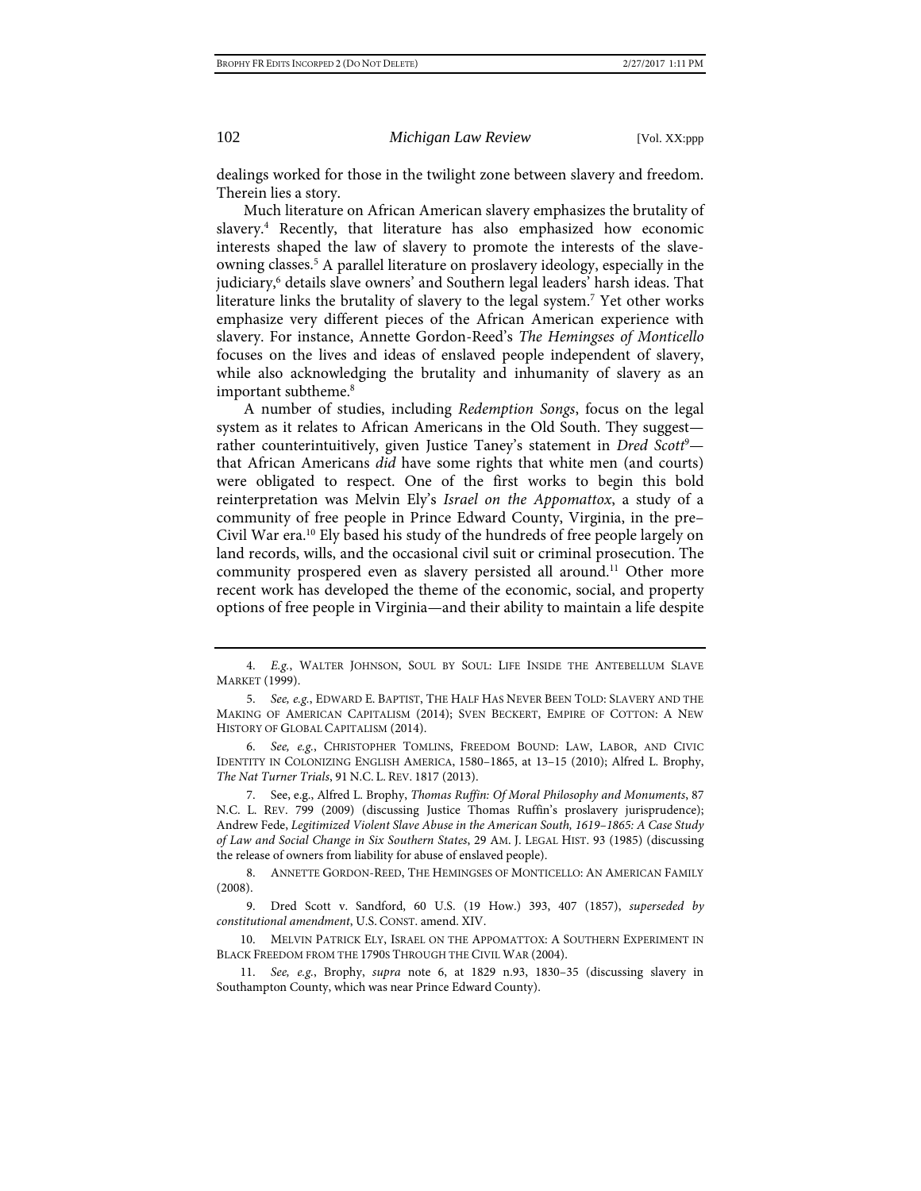dealings worked for those in the twilight zone between slavery and freedom. Therein lies a story.

Much literature on African American slavery emphasizes the brutality of slavery.[4] Recently, that literature has also emphasized how economic interests shaped the law of slavery to promote the interests of the slave-owning classes.[5] A parallel literature on proslavery ideology, especially in the judiciary,[6] details slave owners' and Southern legal leaders' harsh ideas. That literature links the brutality of slavery to the legal system.[7] Yet other works emphasize very different pieces of the African American experience with slavery. For instance, Annette Gordon-Reed's *The Hemingses of Monticello* focuses on the lives and ideas of enslaved people independent of slavery, while also acknowledging the brutality and inhumanity of slavery as an important subtheme.[8]

A number of studies, including *Redemption Songs*, focus on the legal system as it relates to African Americans in the Old South. They suggest—rather counterintuitively, given Justice Taney's statement in *Dred Scott*[9]—that African Americans *did* have some rights that white men (and courts) were obligated to respect. One of the first works to begin this bold reinterpretation was Melvin Ely's *Israel on the Appomattox*, a study of a community of free people in Prince Edward County, Virginia, in the pre–Civil War era.[10] Ely based his study of the hundreds of free people largely on land records, wills, and the occasional civil suit or criminal prosecution. The community prospered even as slavery persisted all around.[11] Other more recent work has developed the theme of the economic, social, and property options of free people in Virginia—and their ability to maintain a life despite

---

4. *E.g.*, WALTER JOHNSON, SOUL BY SOUL: LIFE INSIDE THE ANTEBELLUM SLAVE MARKET (1999).

5. *See, e.g.*, EDWARD E. BAPTIST, THE HALF HAS NEVER BEEN TOLD: SLAVERY AND THE MAKING OF AMERICAN CAPITALISM (2014); SVEN BECKERT, EMPIRE OF COTTON: A NEW HISTORY OF GLOBAL CAPITALISM (2014).

6. *See, e.g.*, CHRISTOPHER TOMLINS, FREEDOM BOUND: LAW, LABOR, AND CIVIC IDENTITY IN COLONIZING ENGLISH AMERICA, 1580–1865, at 13–15 (2010); Alfred L. Brophy, *The Nat Turner Trials*, 91 N.C. L. REV. 1817 (2013).

7. See, e.g., Alfred L. Brophy, *Thomas Ruffin: Of Moral Philosophy and Monuments*, 87 N.C. L. REV. 799 (2009) (discussing Justice Thomas Ruffin's proslavery jurisprudence); Andrew Fede, *Legitimized Violent Slave Abuse in the American South, 1619–1865: A Case Study of Law and Social Change in Six Southern States*, 29 AM. J. LEGAL HIST. 93 (1985) (discussing the release of owners from liability for abuse of enslaved people).

8. ANNETTE GORDON-REED, THE HEMINGSES OF MONTICELLO: AN AMERICAN FAMILY (2008).

9. Dred Scott v. Sandford, 60 U.S. (19 How.) 393, 407 (1857), *superseded by constitutional amendment*, U.S. CONST. amend. XIV.

10. MELVIN PATRICK ELY, ISRAEL ON THE APPOMATTOX: A SOUTHERN EXPERIMENT IN BLACK FREEDOM FROM THE 1790S THROUGH THE CIVIL WAR (2004).

11. *See, e.g.*, Brophy, *supra* note 6, at 1829 n.93, 1830–35 (discussing slavery in Southampton County, which was near Prince Edward County).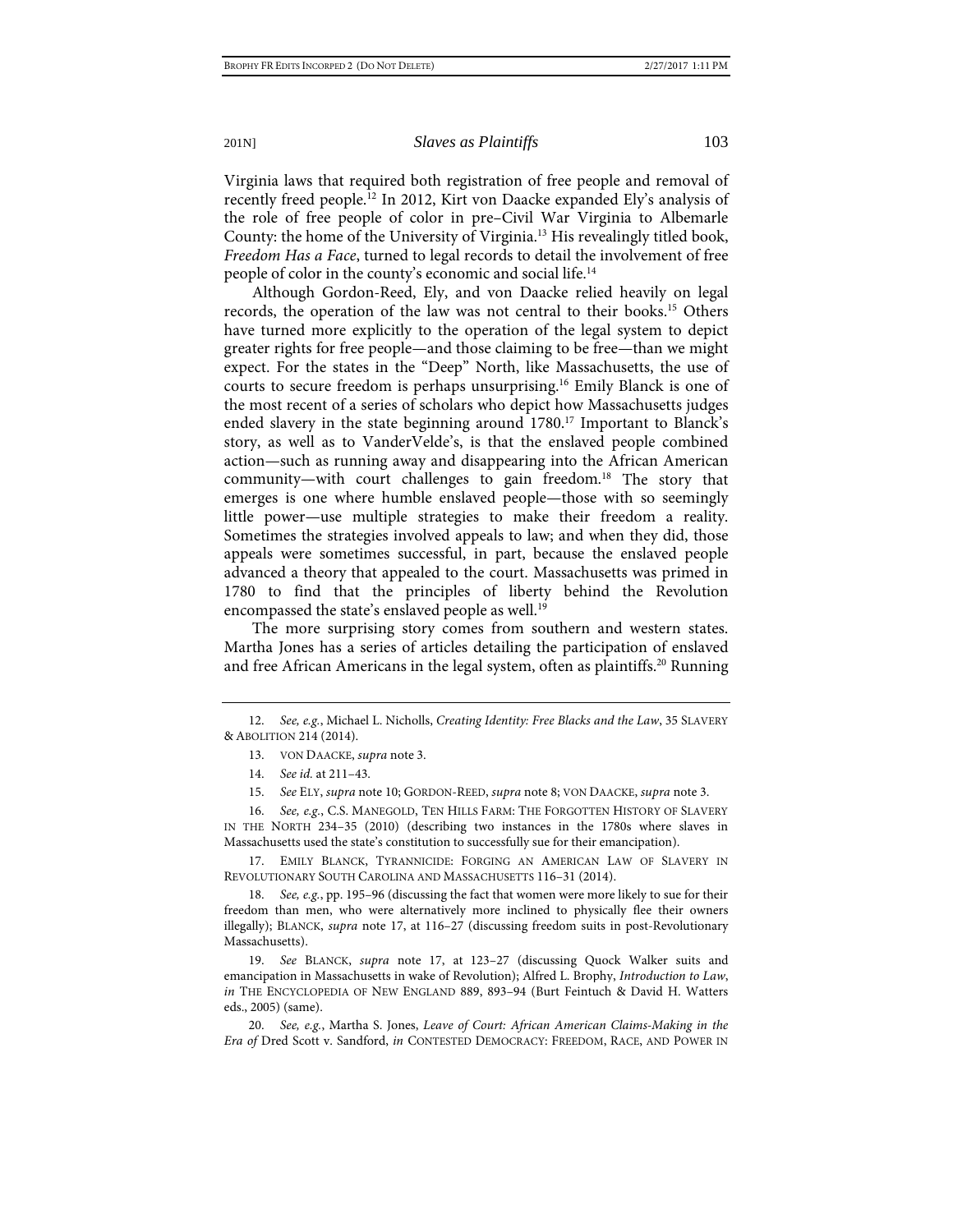Virginia laws that required both registration of free people and removal of recently freed people.[12] In 2012, Kirt von Daacke expanded Ely's analysis of the role of free people of color in pre–Civil War Virginia to Albemarle County: the home of the University of Virginia.[13] His revealingly titled book, *Freedom Has a Face*, turned to legal records to detail the involvement of free people of color in the county's economic and social life.[14]

Although Gordon-Reed, Ely, and von Daacke relied heavily on legal records, the operation of the law was not central to their books.[15] Others have turned more explicitly to the operation of the legal system to depict greater rights for free people—and those claiming to be free—than we might expect. For the states in the "Deep" North, like Massachusetts, the use of courts to secure freedom is perhaps unsurprising.[16] Emily Blanck is one of the most recent of a series of scholars who depict how Massachusetts judges ended slavery in the state beginning around 1780.[17] Important to Blanck's story, as well as to VanderVelde's, is that the enslaved people combined action—such as running away and disappearing into the African American community—with court challenges to gain freedom.[18] The story that emerges is one where humble enslaved people—those with so seemingly little power—use multiple strategies to make their freedom a reality. Sometimes the strategies involved appeals to law; and when they did, those appeals were sometimes successful, in part, because the enslaved people advanced a theory that appealed to the court. Massachusetts was primed in 1780 to find that the principles of liberty behind the Revolution encompassed the state's enslaved people as well.[19]

The more surprising story comes from southern and western states. Martha Jones has a series of articles detailing the participation of enslaved and free African Americans in the legal system, often as plaintiffs.[20] Running

---

12. *See, e.g.*, Michael L. Nicholls, *Creating Identity: Free Blacks and the Law*, 35 SLAVERY & ABOLITION 214 (2014).

13. VON DAACKE, *supra* note 3.

14. *See id.* at 211–43.

15. *See* ELY, *supra* note 10; GORDON-REED, *supra* note 8; VON DAACKE, *supra* note 3.

16. *See, e.g.*, C.S. MANEGOLD, TEN HILLS FARM: THE FORGOTTEN HISTORY OF SLAVERY IN THE NORTH 234–35 (2010) (describing two instances in the 1780s where slaves in Massachusetts used the state's constitution to successfully sue for their emancipation).

17. EMILY BLANCK, TYRANNICIDE: FORGING AN AMERICAN LAW OF SLAVERY IN REVOLUTIONARY SOUTH CAROLINA AND MASSACHUSETTS 116–31 (2014).

18. *See, e.g.*, pp. 195–96 (discussing the fact that women were more likely to sue for their freedom than men, who were alternatively more inclined to physically flee their owners illegally); BLANCK, *supra* note 17, at 116–27 (discussing freedom suits in post-Revolutionary Massachusetts).

19. *See* BLANCK, *supra* note 17, at 123–27 (discussing Quock Walker suits and emancipation in Massachusetts in wake of Revolution); Alfred L. Brophy, *Introduction to Law*, *in* THE ENCYCLOPEDIA OF NEW ENGLAND 889, 893–94 (Burt Feintuch & David H. Watters eds., 2005) (same).

20. *See, e.g.*, Martha S. Jones, *Leave of Court: African American Claims-Making in the Era of* Dred Scott v. Sandford, *in* CONTESTED DEMOCRACY: FREEDOM, RACE, AND POWER IN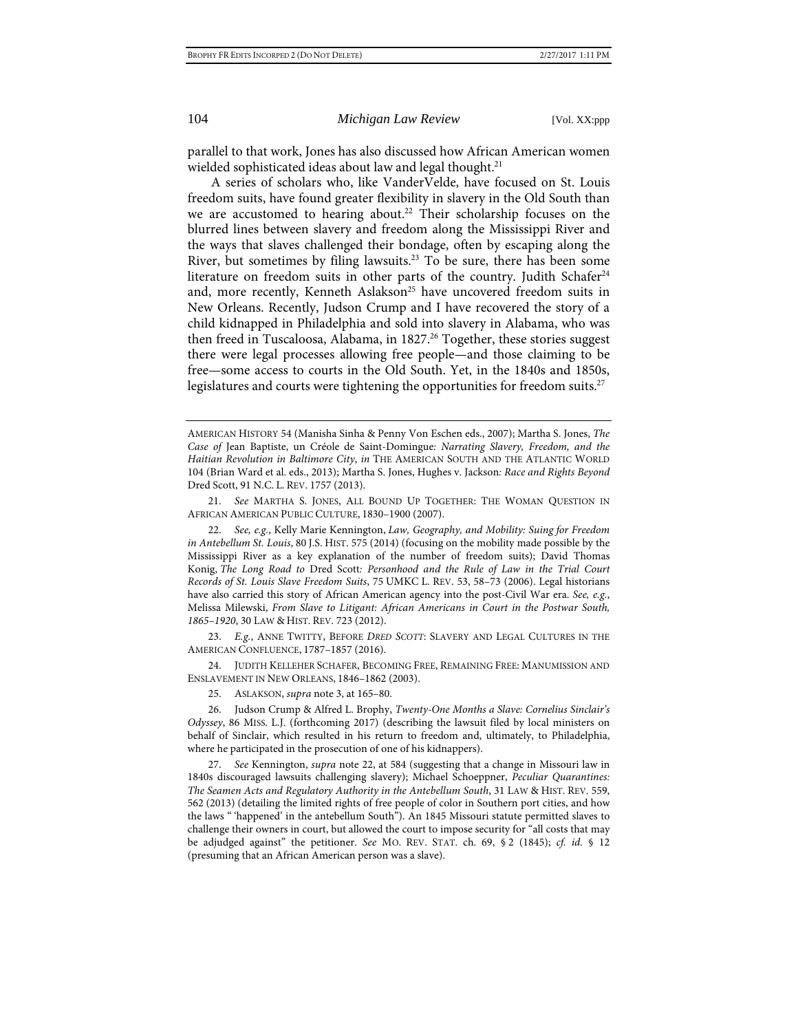parallel to that work, Jones has also discussed how African American women wielded sophisticated ideas about law and legal thought.[21]

A series of scholars who, like VanderVelde, have focused on St. Louis freedom suits, have found greater flexibility in slavery in the Old South than we are accustomed to hearing about.[22] Their scholarship focuses on the blurred lines between slavery and freedom along the Mississippi River and the ways that slaves challenged their bondage, often by escaping along the River, but sometimes by filing lawsuits.[23] To be sure, there has been some literature on freedom suits in other parts of the country. Judith Schafer[24] and, more recently, Kenneth Aslakson[25] have uncovered freedom suits in New Orleans. Recently, Judson Crump and I have recovered the story of a child kidnapped in Philadelphia and sold into slavery in Alabama, who was then freed in Tuscaloosa, Alabama, in 1827.[26] Together, these stories suggest there were legal processes allowing free people—and those claiming to be free—some access to courts in the Old South. Yet, in the 1840s and 1850s, legislatures and courts were tightening the opportunities for freedom suits.[27]

---

AMERICAN HISTORY 54 (Manisha Sinha & Penny Von Eschen eds., 2007); Martha S. Jones, *The Case of* Jean Baptiste, un Créole de Saint-Domingue*: Narrating Slavery, Freedom, and the Haitian Revolution in Baltimore City*, *in* THE AMERICAN SOUTH AND THE ATLANTIC WORLD 104 (Brian Ward et al. eds., 2013); Martha S. Jones, Hughes v. Jackson*: Race and Rights Beyond* Dred Scott, 91 N.C. L. REV. 1757 (2013).

21. *See* MARTHA S. JONES, ALL BOUND UP TOGETHER: THE WOMAN QUESTION IN AFRICAN AMERICAN PUBLIC CULTURE, 1830–1900 (2007).

22. *See, e.g.*, Kelly Marie Kennington, *Law, Geography, and Mobility: Suing for Freedom in Antebellum St. Louis*, 80 J.S. HIST. 575 (2014) (focusing on the mobility made possible by the Mississippi River as a key explanation of the number of freedom suits); David Thomas Konig, *The Long Road to* Dred Scott*: Personhood and the Rule of Law in the Trial Court Records of St. Louis Slave Freedom Suits*, 75 UMKC L. REV. 53, 58–73 (2006). Legal historians have also carried this story of African American agency into the post-Civil War era. *See, e.g.*, Melissa Milewski, *From Slave to Litigant: African Americans in Court in the Postwar South, 1865–1920*, 30 LAW & HIST. REV. 723 (2012).

23. *E.g.*, ANNE TWITTY, BEFORE *DRED SCOTT*: SLAVERY AND LEGAL CULTURES IN THE AMERICAN CONFLUENCE, 1787–1857 (2016).

24. JUDITH KELLEHER SCHAFER, BECOMING FREE, REMAINING FREE: MANUMISSION AND ENSLAVEMENT IN NEW ORLEANS, 1846–1862 (2003).

25. ASLAKSON, *supra* note 3, at 165–80.

26. Judson Crump & Alfred L. Brophy, *Twenty-One Months a Slave: Cornelius Sinclair's Odyssey*, 86 MISS. L.J. (forthcoming 2017) (describing the lawsuit filed by local ministers on behalf of Sinclair, which resulted in his return to freedom and, ultimately, to Philadelphia, where he participated in the prosecution of one of his kidnappers).

27. *See* Kennington, *supra* note 22, at 584 (suggesting that a change in Missouri law in 1840s discouraged lawsuits challenging slavery); Michael Schoeppner, *Peculiar Quarantines: The Seamen Acts and Regulatory Authority in the Antebellum South*, 31 LAW & HIST. REV. 559, 562 (2013) (detailing the limited rights of free people of color in Southern port cities, and how the laws " 'happened' in the antebellum South"). An 1845 Missouri statute permitted slaves to challenge their owners in court, but allowed the court to impose security for "all costs that may be adjudged against" the petitioner. *See* MO. REV. STAT. ch. 69, § 2 (1845); *cf. id.* § 12 (presuming that an African American person was a slave).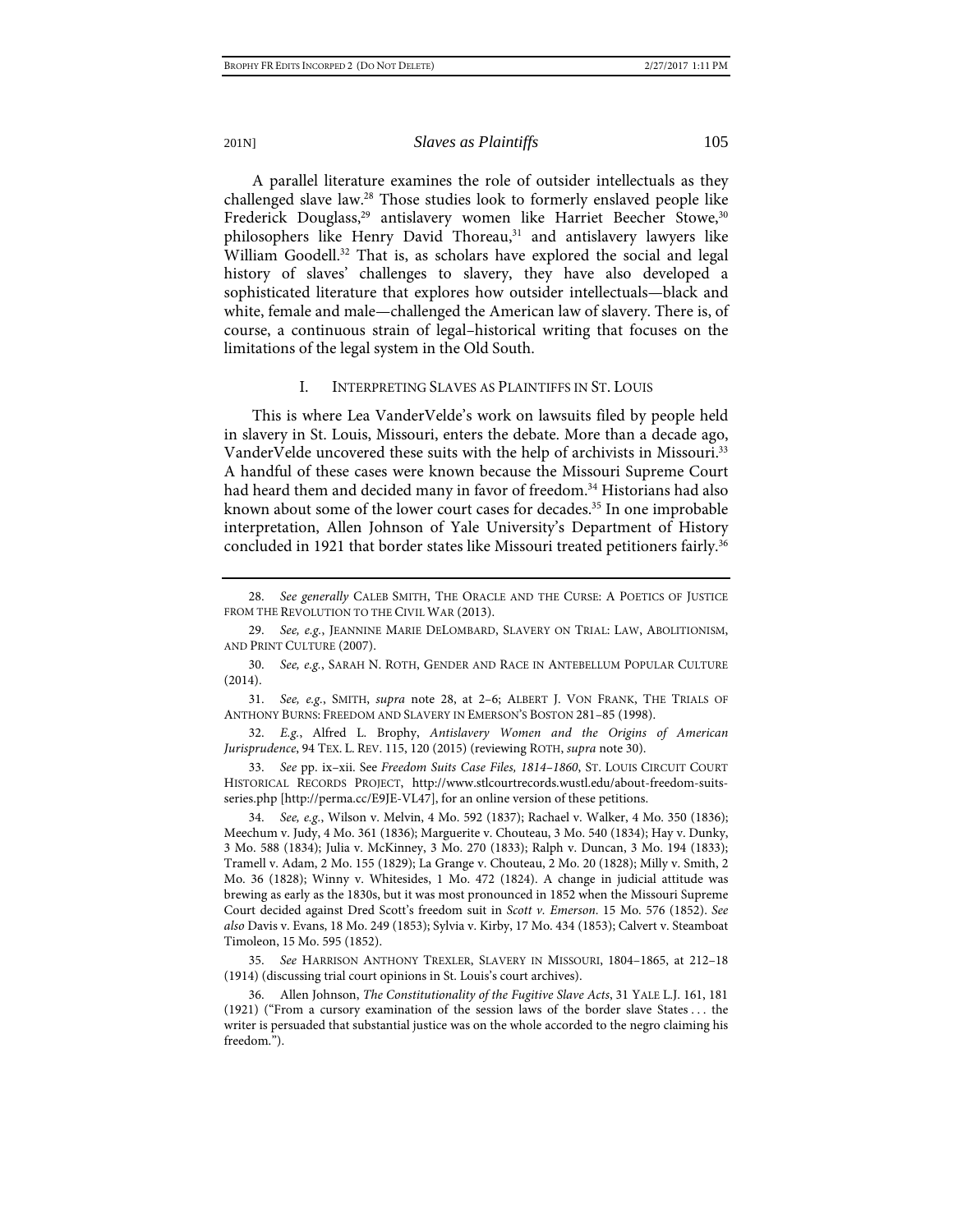A parallel literature examines the role of outsider intellectuals as they challenged slave law.[28] Those studies look to formerly enslaved people like Frederick Douglass,[29] antislavery women like Harriet Beecher Stowe,[30] philosophers like Henry David Thoreau,[31] and antislavery lawyers like William Goodell.[32] That is, as scholars have explored the social and legal history of slaves' challenges to slavery, they have also developed a sophisticated literature that explores how outsider intellectuals—black and white, female and male—challenged the American law of slavery. There is, of course, a continuous strain of legal–historical writing that focuses on the limitations of the legal system in the Old South.

## I. INTERPRETING SLAVES AS PLAINTIFFS IN ST. LOUIS

This is where Lea VanderVelde's work on lawsuits filed by people held in slavery in St. Louis, Missouri, enters the debate. More than a decade ago, VanderVelde uncovered these suits with the help of archivists in Missouri.[33] A handful of these cases were known because the Missouri Supreme Court had heard them and decided many in favor of freedom.[34] Historians had also known about some of the lower court cases for decades.[35] In one improbable interpretation, Allen Johnson of Yale University's Department of History concluded in 1921 that border states like Missouri treated petitioners fairly.[36]

---

28. *See generally* CALEB SMITH, THE ORACLE AND THE CURSE: A POETICS OF JUSTICE FROM THE REVOLUTION TO THE CIVIL WAR (2013).

29. *See, e.g.*, JEANNINE MARIE DELOMBARD, SLAVERY ON TRIAL: LAW, ABOLITIONISM, AND PRINT CULTURE (2007).

30. *See, e.g.*, SARAH N. ROTH, GENDER AND RACE IN ANTEBELLUM POPULAR CULTURE (2014).

31. *See, e.g.*, SMITH, *supra* note 28, at 2–6; ALBERT J. VON FRANK, THE TRIALS OF ANTHONY BURNS: FREEDOM AND SLAVERY IN EMERSON'S BOSTON 281–85 (1998).

32. *E.g.*, Alfred L. Brophy, *Antislavery Women and the Origins of American Jurisprudence*, 94 TEX. L. REV. 115, 120 (2015) (reviewing ROTH, *supra* note 30).

33. *See* pp. ix–xii. See *Freedom Suits Case Files, 1814–1860*, ST. LOUIS CIRCUIT COURT HISTORICAL RECORDS PROJECT, http://www.stlcourtrecords.wustl.edu/about-freedom-suits-series.php [http://perma.cc/E9JE-VL47], for an online version of these petitions.

34. *See, e.g.*, Wilson v. Melvin, 4 Mo. 592 (1837); Rachael v. Walker, 4 Mo. 350 (1836); Meechum v. Judy, 4 Mo. 361 (1836); Marguerite v. Chouteau, 3 Mo. 540 (1834); Hay v. Dunky, 3 Mo. 588 (1834); Julia v. McKinney, 3 Mo. 270 (1833); Ralph v. Duncan, 3 Mo. 194 (1833); Tramell v. Adam, 2 Mo. 155 (1829); La Grange v. Chouteau, 2 Mo. 20 (1828); Milly v. Smith, 2 Mo. 36 (1828); Winny v. Whitesides, 1 Mo. 472 (1824). A change in judicial attitude was brewing as early as the 1830s, but it was most pronounced in 1852 when the Missouri Supreme Court decided against Dred Scott's freedom suit in *Scott v. Emerson*. 15 Mo. 576 (1852). *See also* Davis v. Evans, 18 Mo. 249 (1853); Sylvia v. Kirby, 17 Mo. 434 (1853); Calvert v. Steamboat Timoleon, 15 Mo. 595 (1852).

35. *See* HARRISON ANTHONY TREXLER, SLAVERY IN MISSOURI, 1804–1865, at 212–18 (1914) (discussing trial court opinions in St. Louis's court archives).

36. Allen Johnson, *The Constitutionality of the Fugitive Slave Acts*, 31 YALE L.J. 161, 181 (1921) ("From a cursory examination of the session laws of the border slave States . . . the writer is persuaded that substantial justice was on the whole accorded to the negro claiming his freedom.").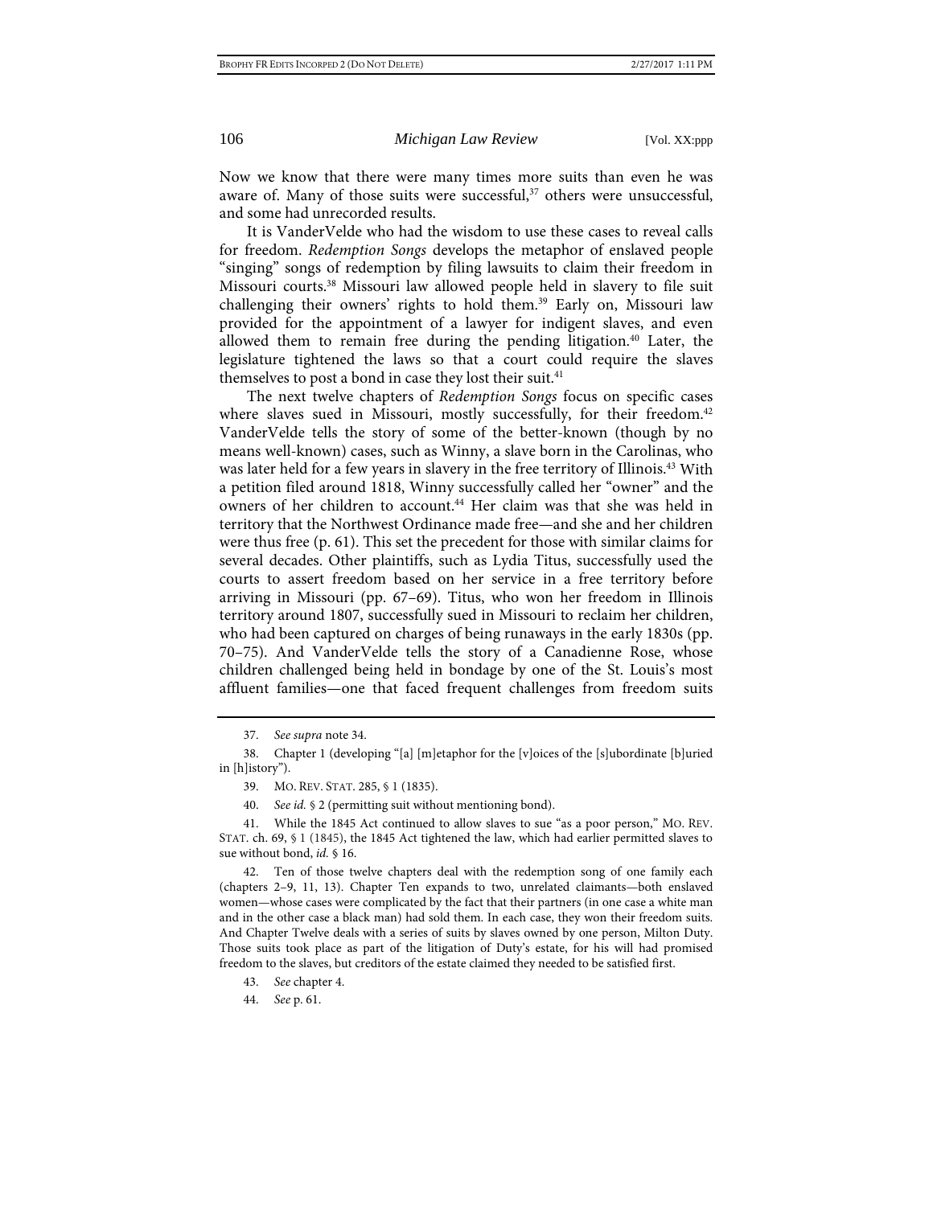Now we know that there were many times more suits than even he was aware of. Many of those suits were successful,[37] others were unsuccessful, and some had unrecorded results.

It is VanderVelde who had the wisdom to use these cases to reveal calls for freedom. *Redemption Songs* develops the metaphor of enslaved people "singing" songs of redemption by filing lawsuits to claim their freedom in Missouri courts.[38] Missouri law allowed people held in slavery to file suit challenging their owners' rights to hold them.[39] Early on, Missouri law provided for the appointment of a lawyer for indigent slaves, and even allowed them to remain free during the pending litigation.[40] Later, the legislature tightened the laws so that a court could require the slaves themselves to post a bond in case they lost their suit.[41]

The next twelve chapters of *Redemption Songs* focus on specific cases where slaves sued in Missouri, mostly successfully, for their freedom.[42] VanderVelde tells the story of some of the better-known (though by no means well-known) cases, such as Winny, a slave born in the Carolinas, who was later held for a few years in slavery in the free territory of Illinois.[43] With a petition filed around 1818, Winny successfully called her "owner" and the owners of her children to account.[44] Her claim was that she was held in territory that the Northwest Ordinance made free—and she and her children were thus free (p. 61). This set the precedent for those with similar claims for several decades. Other plaintiffs, such as Lydia Titus, successfully used the courts to assert freedom based on her service in a free territory before arriving in Missouri (pp. 67–69). Titus, who won her freedom in Illinois territory around 1807, successfully sued in Missouri to reclaim her children, who had been captured on charges of being runaways in the early 1830s (pp. 70–75). And VanderVelde tells the story of a Canadienne Rose, whose children challenged being held in bondage by one of the St. Louis's most affluent families—one that faced frequent challenges from freedom suits

---

37. *See supra* note 34.

38. Chapter 1 (developing "[a] [m]etaphor for the [v]oices of the [s]ubordinate [b]uried in [h]istory").

39. MO. REV. STAT. 285, § 1 (1835).

40. *See id.* § 2 (permitting suit without mentioning bond).

41. While the 1845 Act continued to allow slaves to sue "as a poor person," MO. REV. STAT. ch. 69, § 1 (1845), the 1845 Act tightened the law, which had earlier permitted slaves to sue without bond, *id.* § 16.

42. Ten of those twelve chapters deal with the redemption song of one family each (chapters 2–9, 11, 13). Chapter Ten expands to two, unrelated claimants—both enslaved women—whose cases were complicated by the fact that their partners (in one case a white man and in the other case a black man) had sold them. In each case, they won their freedom suits. And Chapter Twelve deals with a series of suits by slaves owned by one person, Milton Duty. Those suits took place as part of the litigation of Duty's estate, for his will had promised freedom to the slaves, but creditors of the estate claimed they needed to be satisfied first.

43. *See* chapter 4.

44. *See* p. 61.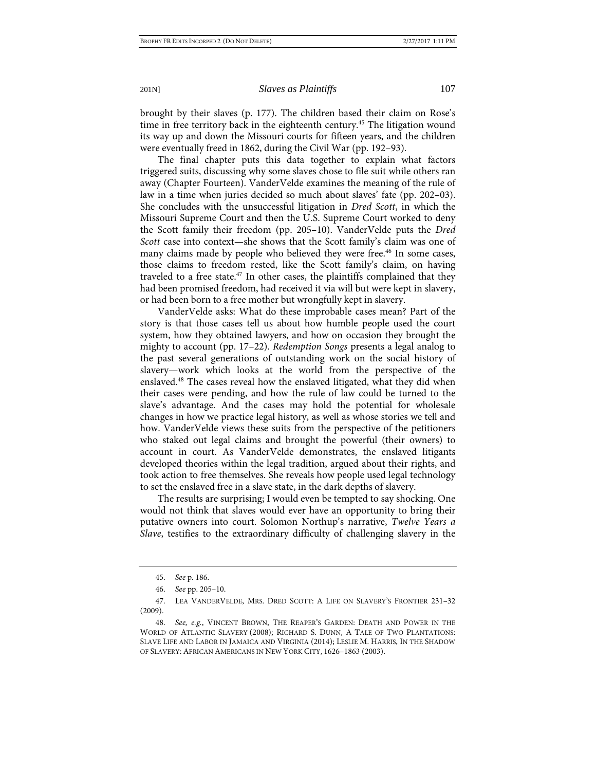brought by their slaves (p. 177). The children based their claim on Rose's time in free territory back in the eighteenth century.[45] The litigation wound its way up and down the Missouri courts for fifteen years, and the children were eventually freed in 1862, during the Civil War (pp. 192–93).

The final chapter puts this data together to explain what factors triggered suits, discussing why some slaves chose to file suit while others ran away (Chapter Fourteen). VanderVelde examines the meaning of the rule of law in a time when juries decided so much about slaves' fate (pp. 202–03). She concludes with the unsuccessful litigation in *Dred Scott*, in which the Missouri Supreme Court and then the U.S. Supreme Court worked to deny the Scott family their freedom (pp. 205–10). VanderVelde puts the *Dred Scott* case into context—she shows that the Scott family's claim was one of many claims made by people who believed they were free.[46] In some cases, those claims to freedom rested, like the Scott family's claim, on having traveled to a free state.[47] In other cases, the plaintiffs complained that they had been promised freedom, had received it via will but were kept in slavery, or had been born to a free mother but wrongfully kept in slavery.

VanderVelde asks: What do these improbable cases mean? Part of the story is that those cases tell us about how humble people used the court system, how they obtained lawyers, and how on occasion they brought the mighty to account (pp. 17–22). *Redemption Songs* presents a legal analog to the past several generations of outstanding work on the social history of slavery—work which looks at the world from the perspective of the enslaved.[48] The cases reveal how the enslaved litigated, what they did when their cases were pending, and how the rule of law could be turned to the slave's advantage. And the cases may hold the potential for wholesale changes in how we practice legal history, as well as whose stories we tell and how. VanderVelde views these suits from the perspective of the petitioners who staked out legal claims and brought the powerful (their owners) to account in court. As VanderVelde demonstrates, the enslaved litigants developed theories within the legal tradition, argued about their rights, and took action to free themselves. She reveals how people used legal technology to set the enslaved free in a slave state, in the dark depths of slavery.

The results are surprising; I would even be tempted to say shocking. One would not think that slaves would ever have an opportunity to bring their putative owners into court. Solomon Northup's narrative, *Twelve Years a Slave*, testifies to the extraordinary difficulty of challenging slavery in the

---

45. *See* p. 186.

46. *See* pp. 205–10.

47. LEA VANDERVELDE, MRS. DRED SCOTT: A LIFE ON SLAVERY'S FRONTIER 231–32 (2009).

48. *See, e.g.*, VINCENT BROWN, THE REAPER'S GARDEN: DEATH AND POWER IN THE WORLD OF ATLANTIC SLAVERY (2008); RICHARD S. DUNN, A TALE OF TWO PLANTATIONS: SLAVE LIFE AND LABOR IN JAMAICA AND VIRGINIA (2014); LESLIE M. HARRIS, IN THE SHADOW OF SLAVERY: AFRICAN AMERICANS IN NEW YORK CITY, 1626–1863 (2003).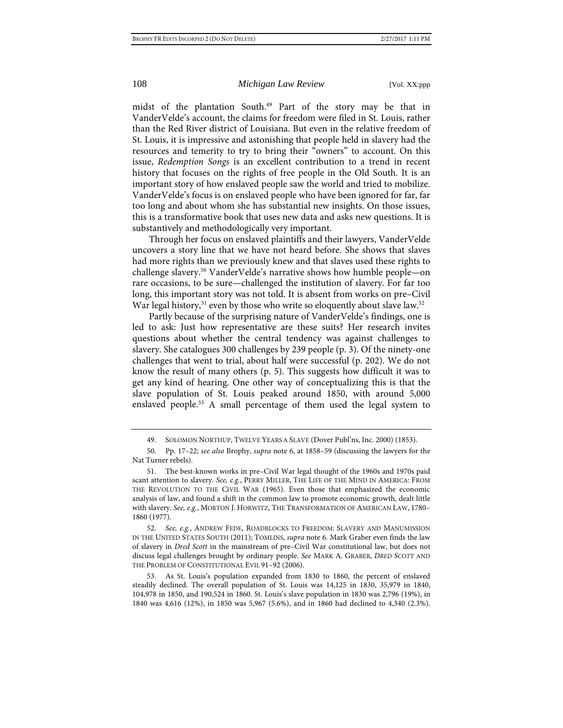midst of the plantation South.[49] Part of the story may be that in VanderVelde's account, the claims for freedom were filed in St. Louis, rather than the Red River district of Louisiana. But even in the relative freedom of St. Louis, it is impressive and astonishing that people held in slavery had the resources and temerity to try to bring their "owners" to account. On this issue, *Redemption Songs* is an excellent contribution to a trend in recent history that focuses on the rights of free people in the Old South. It is an important story of how enslaved people saw the world and tried to mobilize. VanderVelde's focus is on enslaved people who have been ignored for far, far too long and about whom she has substantial new insights. On those issues, this is a transformative book that uses new data and asks new questions. It is substantively and methodologically very important.

Through her focus on enslaved plaintiffs and their lawyers, VanderVelde uncovers a story line that we have not heard before. She shows that slaves had more rights than we previously knew and that slaves used these rights to challenge slavery.[50] VanderVelde's narrative shows how humble people—on rare occasions, to be sure—challenged the institution of slavery. For far too long, this important story was not told. It is absent from works on pre–Civil War legal history,[51] even by those who write so eloquently about slave law.[52]

Partly because of the surprising nature of VanderVelde's findings, one is led to ask: Just how representative are these suits? Her research invites questions about whether the central tendency was against challenges to slavery. She catalogues 300 challenges by 239 people (p. 3). Of the ninety-one challenges that went to trial, about half were successful (p. 202). We do not know the result of many others (p. 5). This suggests how difficult it was to get any kind of hearing. One other way of conceptualizing this is that the slave population of St. Louis peaked around 1850, with around 5,000 enslaved people.[53] A small percentage of them used the legal system to

---

49. SOLOMON NORTHUP, TWELVE YEARS A SLAVE (Dover Publ'ns, Inc. 2000) (1853).

50. Pp. 17–22; *see also* Brophy, *supra* note 6, at 1858–59 (discussing the lawyers for the Nat Turner rebels).

51. The best-known works in pre–Civil War legal thought of the 1960s and 1970s paid scant attention to slavery. *See, e.g.*, PERRY MILLER, THE LIFE OF THE MIND IN AMERICA: FROM THE REVOLUTION TO THE CIVIL WAR (1965). Even those that emphasized the economic analysis of law, and found a shift in the common law to promote economic growth, dealt little with slavery. *See, e.g.*, MORTON J. HORWITZ, THE TRANSFORMATION OF AMERICAN LAW, 1780–1860 (1977).

52. *See, e.g.*, ANDREW FEDE, ROADBLOCKS TO FREEDOM: SLAVERY AND MANUMISSION IN THE UNITED STATES SOUTH (2011); TOMLINS, *supra* note 6. Mark Graber even finds the law of slavery in *Dred Scott* in the mainstream of pre–Civil War constitutional law, but does not discuss legal challenges brought by ordinary people. *See* MARK A. GRABER, *DRED SCOTT* AND THE PROBLEM OF CONSTITUTIONAL EVIL 91–92 (2006).

53. As St. Louis's population expanded from 1830 to 1860, the percent of enslaved steadily declined. The overall population of St. Louis was 14,125 in 1830, 35,979 in 1840, 104,978 in 1850, and 190,524 in 1860. St. Louis's slave population in 1830 was 2,796 (19%), in 1840 was 4,616 (12%), in 1850 was 5,967 (5.6%), and in 1860 had declined to 4,340 (2.3%).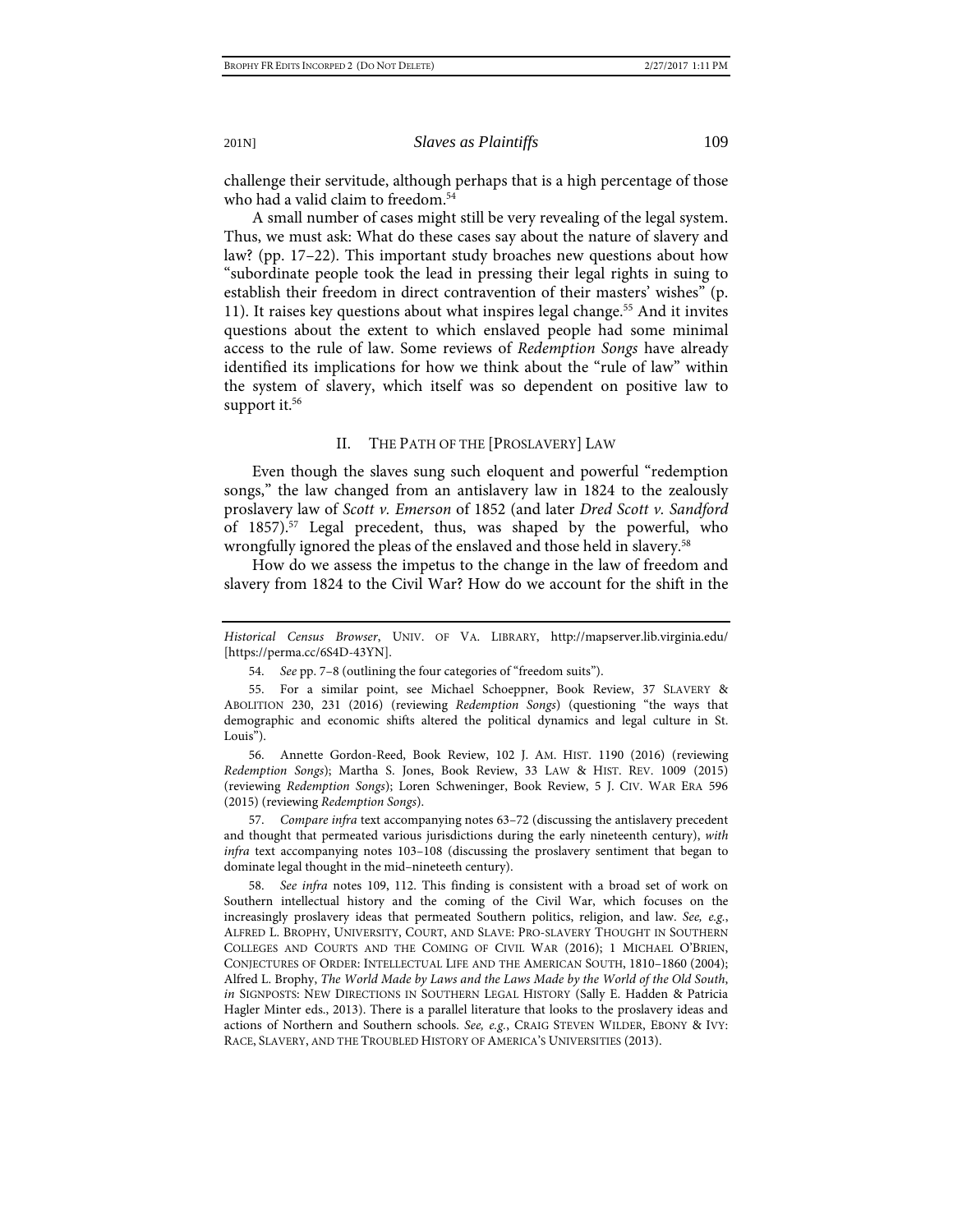challenge their servitude, although perhaps that is a high percentage of those who had a valid claim to freedom.[54]

A small number of cases might still be very revealing of the legal system. Thus, we must ask: What do these cases say about the nature of slavery and law? (pp. 17–22). This important study broaches new questions about how "subordinate people took the lead in pressing their legal rights in suing to establish their freedom in direct contravention of their masters' wishes" (p. 11). It raises key questions about what inspires legal change.[55] And it invites questions about the extent to which enslaved people had some minimal access to the rule of law. Some reviews of *Redemption Songs* have already identified its implications for how we think about the "rule of law" within the system of slavery, which itself was so dependent on positive law to support it.[56]

## II. THE PATH OF THE [PROSLAVERY] LAW

Even though the slaves sung such eloquent and powerful "redemption songs," the law changed from an antislavery law in 1824 to the zealously proslavery law of *Scott v. Emerson* of 1852 (and later *Dred Scott v. Sandford* of 1857).[57] Legal precedent, thus, was shaped by the powerful, who wrongfully ignored the pleas of the enslaved and those held in slavery.[58]

How do we assess the impetus to the change in the law of freedom and slavery from 1824 to the Civil War? How do we account for the shift in the

---

*Historical Census Browser*, UNIV. OF VA. LIBRARY, http://mapserver.lib.virginia.edu/ [https://perma.cc/6S4D-43YN].

54. *See* pp. 7–8 (outlining the four categories of "freedom suits").

55. For a similar point, see Michael Schoeppner, Book Review, 37 SLAVERY & ABOLITION 230, 231 (2016) (reviewing *Redemption Songs*) (questioning "the ways that demographic and economic shifts altered the political dynamics and legal culture in St. Louis").

56. Annette Gordon-Reed, Book Review, 102 J. AM. HIST. 1190 (2016) (reviewing *Redemption Songs*); Martha S. Jones, Book Review, 33 LAW & HIST. REV. 1009 (2015) (reviewing *Redemption Songs*); Loren Schweninger, Book Review, 5 J. CIV. WAR ERA 596 (2015) (reviewing *Redemption Songs*).

57. *Compare infra* text accompanying notes 63–72 (discussing the antislavery precedent and thought that permeated various jurisdictions during the early nineteenth century), *with infra* text accompanying notes 103–108 (discussing the proslavery sentiment that began to dominate legal thought in the mid–nineteeth century).

58. *See infra* notes 109, 112. This finding is consistent with a broad set of work on Southern intellectual history and the coming of the Civil War, which focuses on the increasingly proslavery ideas that permeated Southern politics, religion, and law. *See, e.g.*, ALFRED L. BROPHY, UNIVERSITY, COURT, AND SLAVE: PRO-SLAVERY THOUGHT IN SOUTHERN COLLEGES AND COURTS AND THE COMING OF CIVIL WAR (2016); 1 MICHAEL O'BRIEN, CONJECTURES OF ORDER: INTELLECTUAL LIFE AND THE AMERICAN SOUTH, 1810–1860 (2004); Alfred L. Brophy, *The World Made by Laws and the Laws Made by the World of the Old South*, *in* SIGNPOSTS: NEW DIRECTIONS IN SOUTHERN LEGAL HISTORY (Sally E. Hadden & Patricia Hagler Minter eds., 2013). There is a parallel literature that looks to the proslavery ideas and actions of Northern and Southern schools. *See, e.g.*, CRAIG STEVEN WILDER, EBONY & IVY: RACE, SLAVERY, AND THE TROUBLED HISTORY OF AMERICA'S UNIVERSITIES (2013).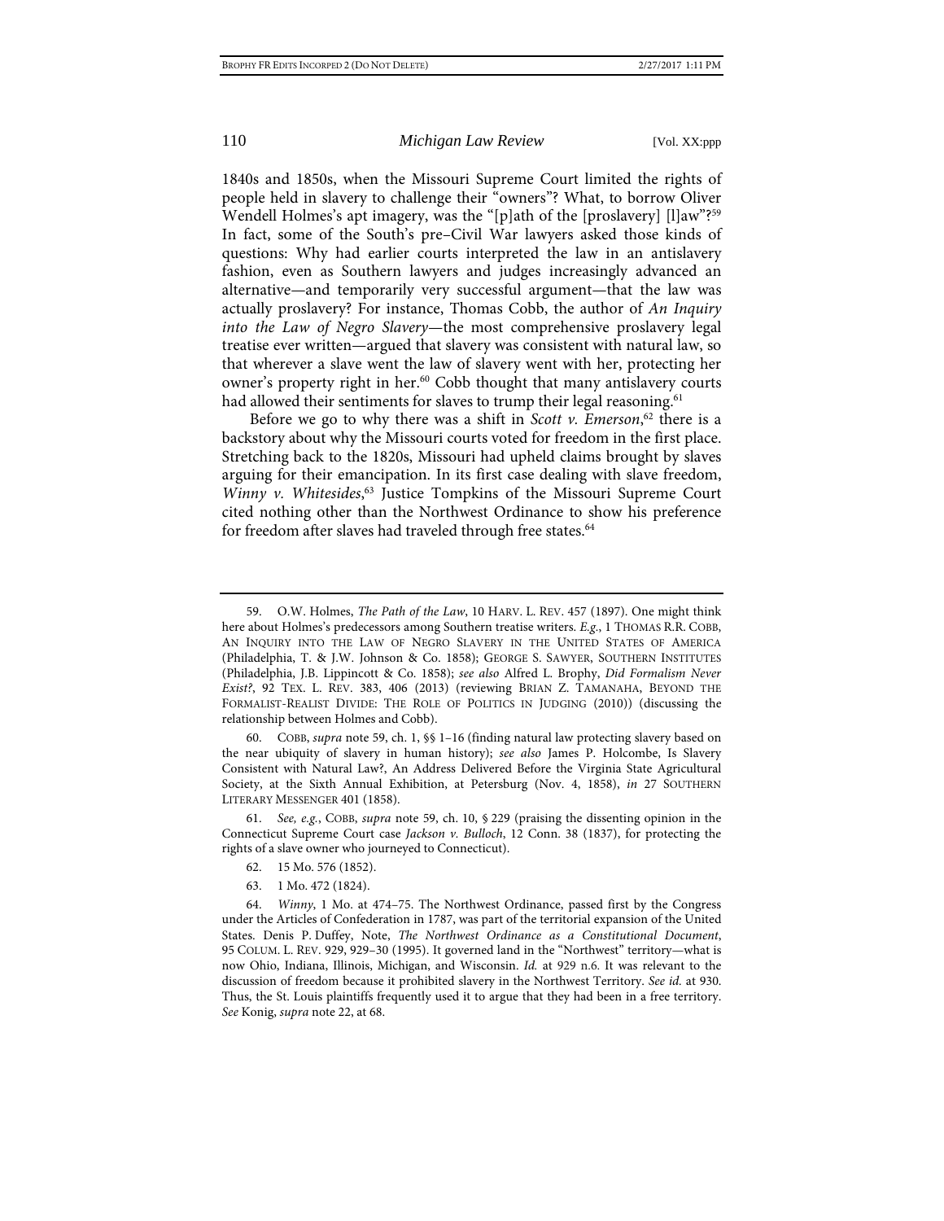1840s and 1850s, when the Missouri Supreme Court limited the rights of people held in slavery to challenge their "owners"? What, to borrow Oliver Wendell Holmes's apt imagery, was the "[p]ath of the [proslavery] [l]aw"?[59] In fact, some of the South's pre–Civil War lawyers asked those kinds of questions: Why had earlier courts interpreted the law in an antislavery fashion, even as Southern lawyers and judges increasingly advanced an alternative—and temporarily very successful argument—that the law was actually proslavery? For instance, Thomas Cobb, the author of *An Inquiry into the Law of Negro Slavery*—the most comprehensive proslavery legal treatise ever written—argued that slavery was consistent with natural law, so that wherever a slave went the law of slavery went with her, protecting her owner's property right in her.[60] Cobb thought that many antislavery courts had allowed their sentiments for slaves to trump their legal reasoning.[61]

Before we go to why there was a shift in *Scott v. Emerson*,[62] there is a backstory about why the Missouri courts voted for freedom in the first place. Stretching back to the 1820s, Missouri had upheld claims brought by slaves arguing for their emancipation. In its first case dealing with slave freedom, *Winny v. Whitesides*,[63] Justice Tompkins of the Missouri Supreme Court cited nothing other than the Northwest Ordinance to show his preference for freedom after slaves had traveled through free states.[64]

---

59. O.W. Holmes, *The Path of the Law*, 10 HARV. L. REV. 457 (1897). One might think here about Holmes's predecessors among Southern treatise writers. *E.g.*, 1 THOMAS R.R. COBB, AN INQUIRY INTO THE LAW OF NEGRO SLAVERY IN THE UNITED STATES OF AMERICA (Philadelphia, T. & J.W. Johnson & Co. 1858); GEORGE S. SAWYER, SOUTHERN INSTITUTES (Philadelphia, J.B. Lippincott & Co. 1858); *see also* Alfred L. Brophy, *Did Formalism Never Exist?*, 92 TEX. L. REV. 383, 406 (2013) (reviewing BRIAN Z. TAMANAHA, BEYOND THE FORMALIST-REALIST DIVIDE: THE ROLE OF POLITICS IN JUDGING (2010)) (discussing the relationship between Holmes and Cobb).

60. COBB, *supra* note 59, ch. 1, §§ 1–16 (finding natural law protecting slavery based on the near ubiquity of slavery in human history); *see also* James P. Holcombe, Is Slavery Consistent with Natural Law?, An Address Delivered Before the Virginia State Agricultural Society, at the Sixth Annual Exhibition, at Petersburg (Nov. 4, 1858), *in* 27 SOUTHERN LITERARY MESSENGER 401 (1858).

61. *See, e.g.*, COBB, *supra* note 59, ch. 10, § 229 (praising the dissenting opinion in the Connecticut Supreme Court case *Jackson v. Bulloch*, 12 Conn. 38 (1837), for protecting the rights of a slave owner who journeyed to Connecticut).

62. 15 Mo. 576 (1852).

63. 1 Mo. 472 (1824).

64. *Winny*, 1 Mo. at 474–75. The Northwest Ordinance, passed first by the Congress under the Articles of Confederation in 1787, was part of the territorial expansion of the United States. Denis P. Duffey, Note, *The Northwest Ordinance as a Constitutional Document*, 95 COLUM. L. REV. 929, 929–30 (1995). It governed land in the "Northwest" territory—what is now Ohio, Indiana, Illinois, Michigan, and Wisconsin. *Id.* at 929 n.6. It was relevant to the discussion of freedom because it prohibited slavery in the Northwest Territory. *See id.* at 930. Thus, the St. Louis plaintiffs frequently used it to argue that they had been in a free territory. *See* Konig, *supra* note 22, at 68.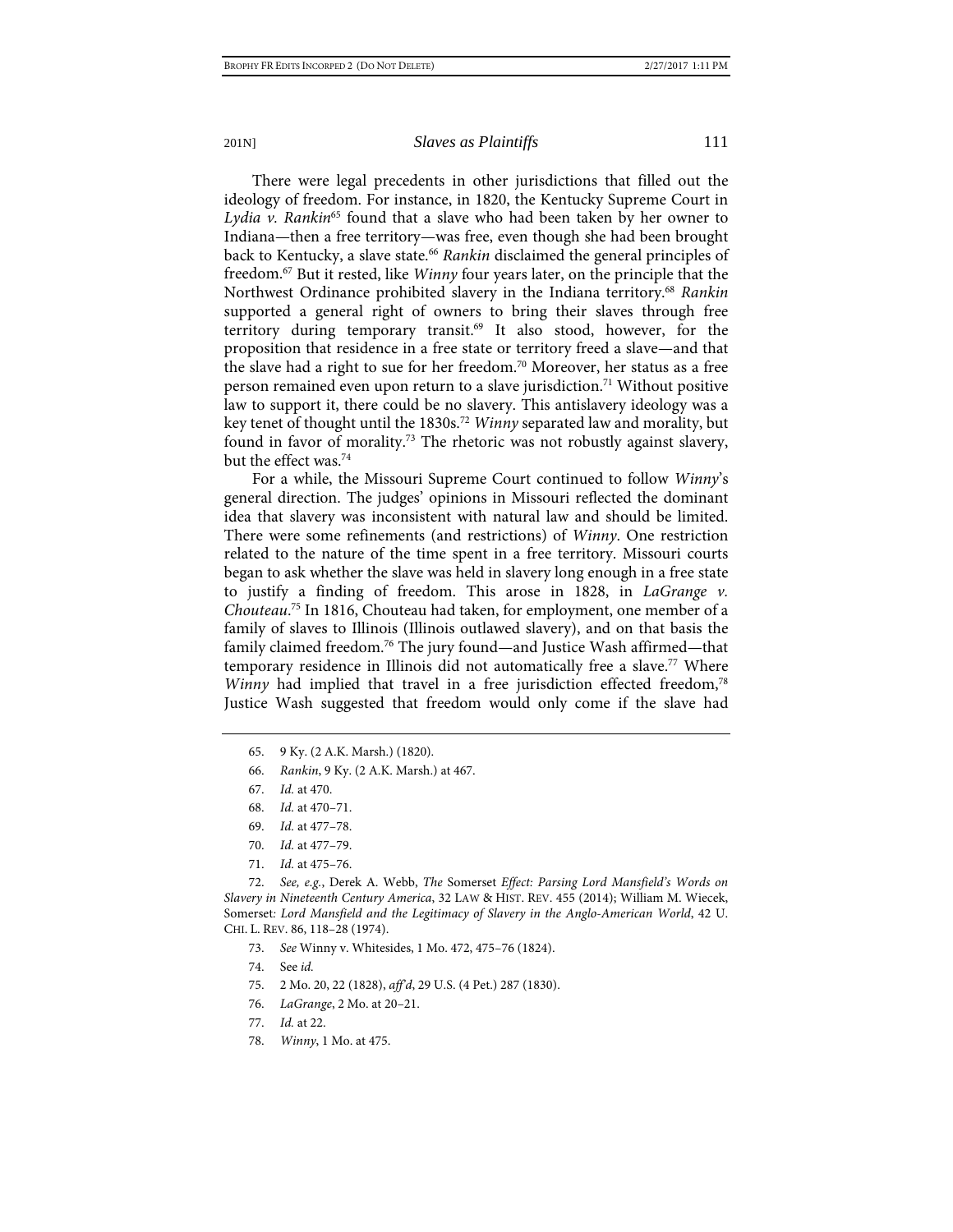There were legal precedents in other jurisdictions that filled out the ideology of freedom. For instance, in 1820, the Kentucky Supreme Court in *Lydia v. Rankin*[65] found that a slave who had been taken by her owner to Indiana—then a free territory—was free, even though she had been brought back to Kentucky, a slave state.[66] *Rankin* disclaimed the general principles of freedom.[67] But it rested, like *Winny* four years later, on the principle that the Northwest Ordinance prohibited slavery in the Indiana territory.[68] *Rankin* supported a general right of owners to bring their slaves through free territory during temporary transit.[69] It also stood, however, for the proposition that residence in a free state or territory freed a slave—and that the slave had a right to sue for her freedom.[70] Moreover, her status as a free person remained even upon return to a slave jurisdiction.[71] Without positive law to support it, there could be no slavery. This antislavery ideology was a key tenet of thought until the 1830s.[72] *Winny* separated law and morality, but found in favor of morality.[73] The rhetoric was not robustly against slavery, but the effect was.[74]

For a while, the Missouri Supreme Court continued to follow *Winny*'s general direction. The judges' opinions in Missouri reflected the dominant idea that slavery was inconsistent with natural law and should be limited. There were some refinements (and restrictions) of *Winny*. One restriction related to the nature of the time spent in a free territory. Missouri courts began to ask whether the slave was held in slavery long enough in a free state to justify a finding of freedom. This arose in 1828, in *LaGrange v. Chouteau*.[75] In 1816, Chouteau had taken, for employment, one member of a family of slaves to Illinois (Illinois outlawed slavery), and on that basis the family claimed freedom.[76] The jury found—and Justice Wash affirmed—that temporary residence in Illinois did not automatically free a slave.[77] Where *Winny* had implied that travel in a free jurisdiction effected freedom,[78] Justice Wash suggested that freedom would only come if the slave had

---

65. 9 Ky. (2 A.K. Marsh.) (1820).

66. *Rankin*, 9 Ky. (2 A.K. Marsh.) at 467.

67. *Id.* at 470.

68. *Id.* at 470–71.

69. *Id.* at 477–78.

70. *Id.* at 477–79.

71. *Id.* at 475–76.

72. *See, e.g.*, Derek A. Webb, *The* Somerset *Effect: Parsing Lord Mansfield's Words on Slavery in Nineteenth Century America*, 32 LAW & HIST. REV. 455 (2014); William M. Wiecek, Somerset*: Lord Mansfield and the Legitimacy of Slavery in the Anglo-American World*, 42 U. CHI. L. REV. 86, 118–28 (1974).

73. *See* Winny v. Whitesides, 1 Mo. 472, 475–76 (1824).

74. See *id.*

75. 2 Mo. 20, 22 (1828), *aff'd*, 29 U.S. (4 Pet.) 287 (1830).

76. *LaGrange*, 2 Mo. at 20–21.

77. *Id.* at 22.

78. *Winny*, 1 Mo. at 475.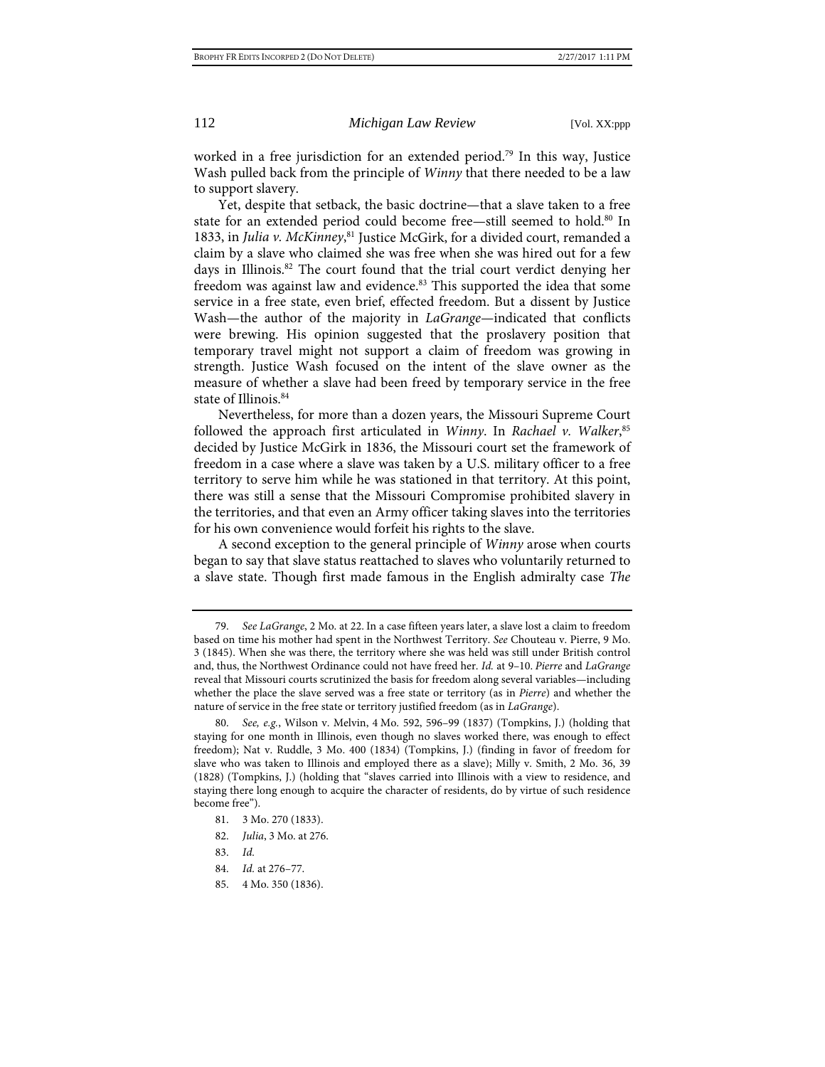worked in a free jurisdiction for an extended period.[79] In this way, Justice Wash pulled back from the principle of *Winny* that there needed to be a law to support slavery.

Yet, despite that setback, the basic doctrine—that a slave taken to a free state for an extended period could become free—still seemed to hold.[80] In 1833, in *Julia v. McKinney*,[81] Justice McGirk, for a divided court, remanded a claim by a slave who claimed she was free when she was hired out for a few days in Illinois.[82] The court found that the trial court verdict denying her freedom was against law and evidence.[83] This supported the idea that some service in a free state, even brief, effected freedom. But a dissent by Justice Wash—the author of the majority in *LaGrange*—indicated that conflicts were brewing. His opinion suggested that the proslavery position that temporary travel might not support a claim of freedom was growing in strength. Justice Wash focused on the intent of the slave owner as the measure of whether a slave had been freed by temporary service in the free state of Illinois.[84]

Nevertheless, for more than a dozen years, the Missouri Supreme Court followed the approach first articulated in *Winny*. In *Rachael v. Walker*,[85] decided by Justice McGirk in 1836, the Missouri court set the framework of freedom in a case where a slave was taken by a U.S. military officer to a free territory to serve him while he was stationed in that territory. At this point, there was still a sense that the Missouri Compromise prohibited slavery in the territories, and that even an Army officer taking slaves into the territories for his own convenience would forfeit his rights to the slave.

A second exception to the general principle of *Winny* arose when courts began to say that slave status reattached to slaves who voluntarily returned to a slave state. Though first made famous in the English admiralty case *The*

---

79. *See LaGrange*, 2 Mo. at 22. In a case fifteen years later, a slave lost a claim to freedom based on time his mother had spent in the Northwest Territory. *See* Chouteau v. Pierre, 9 Mo. 3 (1845). When she was there, the territory where she was held was still under British control and, thus, the Northwest Ordinance could not have freed her. *Id.* at 9–10. *Pierre* and *LaGrange* reveal that Missouri courts scrutinized the basis for freedom along several variables—including whether the place the slave served was a free state or territory (as in *Pierre*) and whether the nature of service in the free state or territory justified freedom (as in *LaGrange*).

80. *See, e.g.*, Wilson v. Melvin, 4 Mo. 592, 596–99 (1837) (Tompkins, J.) (holding that staying for one month in Illinois, even though no slaves worked there, was enough to effect freedom); Nat v. Ruddle, 3 Mo. 400 (1834) (Tompkins, J.) (finding in favor of freedom for slave who was taken to Illinois and employed there as a slave); Milly v. Smith, 2 Mo. 36, 39 (1828) (Tompkins, J.) (holding that "slaves carried into Illinois with a view to residence, and staying there long enough to acquire the character of residents, do by virtue of such residence become free").

81. 3 Mo. 270 (1833).

82. *Julia*, 3 Mo. at 276.

83. *Id.*

84. *Id.* at 276–77.

85. 4 Mo. 350 (1836).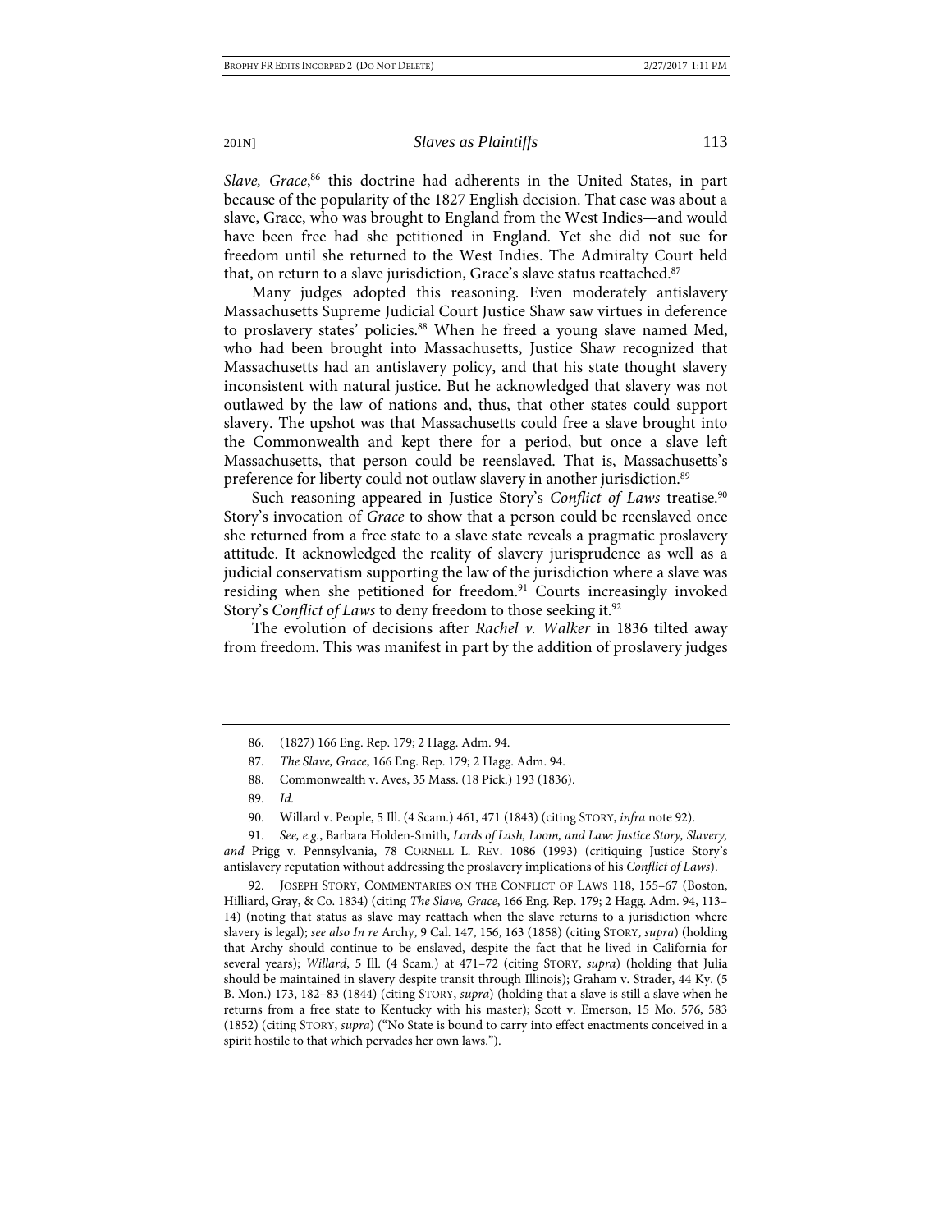*Slave, Grace*,[86] this doctrine had adherents in the United States, in part because of the popularity of the 1827 English decision. That case was about a slave, Grace, who was brought to England from the West Indies—and would have been free had she petitioned in England. Yet she did not sue for freedom until she returned to the West Indies. The Admiralty Court held that, on return to a slave jurisdiction, Grace's slave status reattached.[87]

Many judges adopted this reasoning. Even moderately antislavery Massachusetts Supreme Judicial Court Justice Shaw saw virtues in deference to proslavery states' policies.[88] When he freed a young slave named Med, who had been brought into Massachusetts, Justice Shaw recognized that Massachusetts had an antislavery policy, and that his state thought slavery inconsistent with natural justice. But he acknowledged that slavery was not outlawed by the law of nations and, thus, that other states could support slavery. The upshot was that Massachusetts could free a slave brought into the Commonwealth and kept there for a period, but once a slave left Massachusetts, that person could be reenslaved. That is, Massachusetts's preference for liberty could not outlaw slavery in another jurisdiction.[89]

Such reasoning appeared in Justice Story's *Conflict of Laws* treatise.[90] Story's invocation of *Grace* to show that a person could be reenslaved once she returned from a free state to a slave state reveals a pragmatic proslavery attitude. It acknowledged the reality of slavery jurisprudence as well as a judicial conservatism supporting the law of the jurisdiction where a slave was residing when she petitioned for freedom.[91] Courts increasingly invoked Story's *Conflict of Laws* to deny freedom to those seeking it.[92]

The evolution of decisions after *Rachel v. Walker* in 1836 tilted away from freedom. This was manifest in part by the addition of proslavery judges

---

86. (1827) 166 Eng. Rep. 179; 2 Hagg. Adm. 94.

87. *The Slave, Grace*, 166 Eng. Rep. 179; 2 Hagg. Adm. 94.

88. Commonwealth v. Aves, 35 Mass. (18 Pick.) 193 (1836).

89. *Id.*

90. Willard v. People, 5 Ill. (4 Scam.) 461, 471 (1843) (citing STORY, *infra* note 92).

91. *See, e.g.*, Barbara Holden-Smith, *Lords of Lash, Loom, and Law: Justice Story, Slavery, and* Prigg v. Pennsylvania, 78 CORNELL L. REV. 1086 (1993) (critiquing Justice Story's antislavery reputation without addressing the proslavery implications of his *Conflict of Laws*).

92. JOSEPH STORY, COMMENTARIES ON THE CONFLICT OF LAWS 118, 155–67 (Boston, Hilliard, Gray, & Co. 1834) (citing *The Slave, Grace*, 166 Eng. Rep. 179; 2 Hagg. Adm. 94, 113–14) (noting that status as slave may reattach when the slave returns to a jurisdiction where slavery is legal); *see also In re* Archy, 9 Cal. 147, 156, 163 (1858) (citing STORY, *supra*) (holding that Archy should continue to be enslaved, despite the fact that he lived in California for several years); *Willard*, 5 Ill. (4 Scam.) at 471–72 (citing STORY, *supra*) (holding that Julia should be maintained in slavery despite transit through Illinois); Graham v. Strader, 44 Ky. (5 B. Mon.) 173, 182–83 (1844) (citing STORY, *supra*) (holding that a slave is still a slave when he returns from a free state to Kentucky with his master); Scott v. Emerson, 15 Mo. 576, 583 (1852) (citing STORY, *supra*) ("No State is bound to carry into effect enactments conceived in a spirit hostile to that which pervades her own laws.").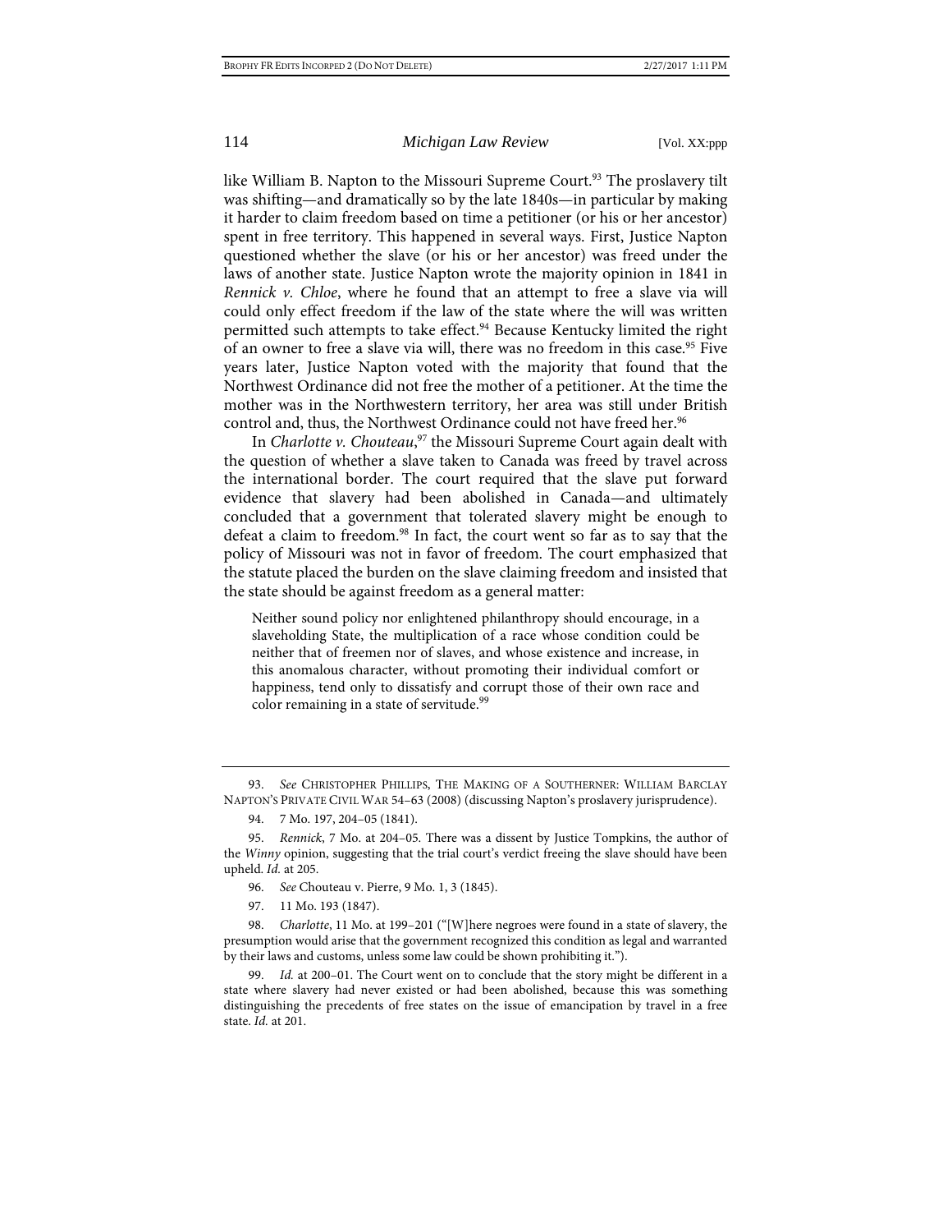like William B. Napton to the Missouri Supreme Court.[93] The proslavery tilt was shifting—and dramatically so by the late 1840s—in particular by making it harder to claim freedom based on time a petitioner (or his or her ancestor) spent in free territory. This happened in several ways. First, Justice Napton questioned whether the slave (or his or her ancestor) was freed under the laws of another state. Justice Napton wrote the majority opinion in 1841 in *Rennick v. Chloe*, where he found that an attempt to free a slave via will could only effect freedom if the law of the state where the will was written permitted such attempts to take effect.[94] Because Kentucky limited the right of an owner to free a slave via will, there was no freedom in this case.[95] Five years later, Justice Napton voted with the majority that found that the Northwest Ordinance did not free the mother of a petitioner. At the time the mother was in the Northwestern territory, her area was still under British control and, thus, the Northwest Ordinance could not have freed her.[96]

In *Charlotte v. Chouteau*,[97] the Missouri Supreme Court again dealt with the question of whether a slave taken to Canada was freed by travel across the international border. The court required that the slave put forward evidence that slavery had been abolished in Canada—and ultimately concluded that a government that tolerated slavery might be enough to defeat a claim to freedom.[98] In fact, the court went so far as to say that the policy of Missouri was not in favor of freedom. The court emphasized that the statute placed the burden on the slave claiming freedom and insisted that the state should be against freedom as a general matter:

> Neither sound policy nor enlightened philanthropy should encourage, in a slaveholding State, the multiplication of a race whose condition could be neither that of freemen nor of slaves, and whose existence and increase, in this anomalous character, without promoting their individual comfort or happiness, tend only to dissatisfy and corrupt those of their own race and color remaining in a state of servitude.[99]

---

93. *See* CHRISTOPHER PHILLIPS, THE MAKING OF A SOUTHERNER: WILLIAM BARCLAY NAPTON'S PRIVATE CIVIL WAR 54–63 (2008) (discussing Napton's proslavery jurisprudence).

94. 7 Mo. 197, 204–05 (1841).

95. *Rennick*, 7 Mo. at 204–05. There was a dissent by Justice Tompkins, the author of the *Winny* opinion, suggesting that the trial court's verdict freeing the slave should have been upheld. *Id.* at 205.

96. *See* Chouteau v. Pierre, 9 Mo. 1, 3 (1845).

97. 11 Mo. 193 (1847).

98. *Charlotte*, 11 Mo. at 199–201 ("[W]here negroes were found in a state of slavery, the presumption would arise that the government recognized this condition as legal and warranted by their laws and customs, unless some law could be shown prohibiting it.").

99. *Id.* at 200–01. The Court went on to conclude that the story might be different in a state where slavery had never existed or had been abolished, because this was something distinguishing the precedents of free states on the issue of emancipation by travel in a free state. *Id.* at 201.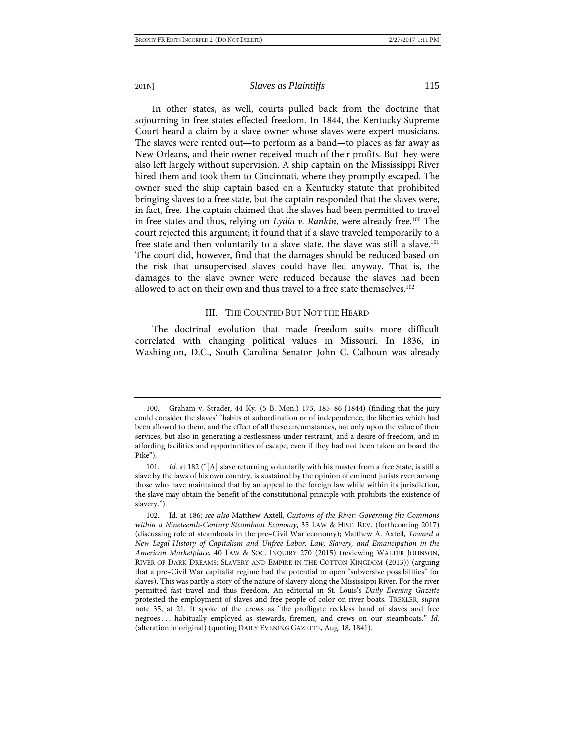In other states, as well, courts pulled back from the doctrine that sojourning in free states effected freedom. In 1844, the Kentucky Supreme Court heard a claim by a slave owner whose slaves were expert musicians. The slaves were rented out—to perform as a band—to places as far away as New Orleans, and their owner received much of their profits. But they were also left largely without supervision. A ship captain on the Mississippi River hired them and took them to Cincinnati, where they promptly escaped. The owner sued the ship captain based on a Kentucky statute that prohibited bringing slaves to a free state, but the captain responded that the slaves were, in fact, free. The captain claimed that the slaves had been permitted to travel in free states and thus, relying on *Lydia v. Rankin*, were already free.[100] The court rejected this argument; it found that if a slave traveled temporarily to a free state and then voluntarily to a slave state, the slave was still a slave.[101] The court did, however, find that the damages should be reduced based on the risk that unsupervised slaves could have fled anyway. That is, the damages to the slave owner were reduced because the slaves had been allowed to act on their own and thus travel to a free state themselves.[102]

## III. THE COUNTED BUT NOT THE HEARD

The doctrinal evolution that made freedom suits more difficult correlated with changing political values in Missouri. In 1836, in Washington, D.C., South Carolina Senator John C. Calhoun was already

---

100. Graham v. Strader, 44 Ky. (5 B. Mon.) 173, 185–86 (1844) (finding that the jury could consider the slaves' "habits of subordination or of independence, the liberties which had been allowed to them, and the effect of all these circumstances, not only upon the value of their services, but also in generating a restlessness under restraint, and a desire of freedom, and in affording facilities and opportunities of escape, even if they had not been taken on board the Pike").

101. *Id.* at 182 ("[A] slave returning voluntarily with his master from a free State, is still a slave by the laws of his own country, is sustained by the opinion of eminent jurists even among those who have maintained that by an appeal to the foreign law while within its jurisdiction, the slave may obtain the benefit of the constitutional principle with prohibits the existence of slavery.").

102. Id. at 186; *see also* Matthew Axtell, *Customs of the River: Governing the Commons within a Nineteenth-Century Steamboat Economy*, 35 LAW & HIST. REV. (forthcoming 2017) (discussing role of steamboats in the pre–Civil War economy); Matthew A. Axtell, *Toward a New Legal History of Capitalism and Unfree Labor: Law, Slavery, and Emancipation in the American Marketplace*, 40 LAW & SOC. INQUIRY 270 (2015) (reviewing WALTER JOHNSON, RIVER OF DARK DREAMS: SLAVERY AND EMPIRE IN THE COTTON KINGDOM (2013)) (arguing that a pre–Civil War capitalist regime had the potential to open "subversive possibilities" for slaves). This was partly a story of the nature of slavery along the Mississippi River. For the river permitted fast travel and thus freedom. An editorial in St. Louis's *Daily Evening Gazette* protested the employment of slaves and free people of color on river boats. TREXLER, *supra* note 35, at 21. It spoke of the crews as "the profligate reckless band of slaves and free negroes . . . habitually employed as stewards, firemen, and crews on our steamboats." *Id.* (alteration in original) (quoting DAILY EVENING GAZETTE, Aug. 18, 1841).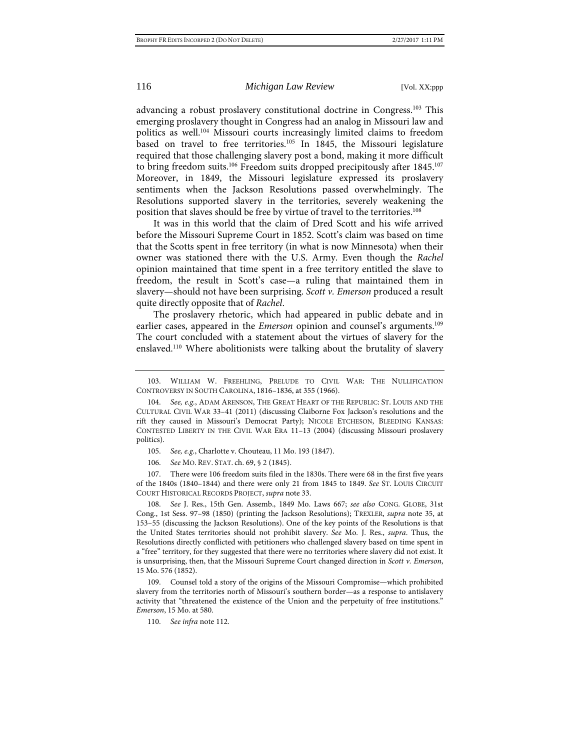advancing a robust proslavery constitutional doctrine in Congress.[103] This emerging proslavery thought in Congress had an analog in Missouri law and politics as well.[104] Missouri courts increasingly limited claims to freedom based on travel to free territories.[105] In 1845, the Missouri legislature required that those challenging slavery post a bond, making it more difficult to bring freedom suits.[106] Freedom suits dropped precipitously after 1845.[107] Moreover, in 1849, the Missouri legislature expressed its proslavery sentiments when the Jackson Resolutions passed overwhelmingly. The Resolutions supported slavery in the territories, severely weakening the position that slaves should be free by virtue of travel to the territories.[108]

It was in this world that the claim of Dred Scott and his wife arrived before the Missouri Supreme Court in 1852. Scott's claim was based on time that the Scotts spent in free territory (in what is now Minnesota) when their owner was stationed there with the U.S. Army. Even though the *Rachel* opinion maintained that time spent in a free territory entitled the slave to freedom, the result in Scott's case—a ruling that maintained them in slavery—should not have been surprising. *Scott v. Emerson* produced a result quite directly opposite that of *Rachel*.

The proslavery rhetoric, which had appeared in public debate and in earlier cases, appeared in the *Emerson* opinion and counsel's arguments.[109] The court concluded with a statement about the virtues of slavery for the enslaved.[110] Where abolitionists were talking about the brutality of slavery

---

103. William W. Freehling, Prelude to Civil War: The Nullification Controversy in South Carolina, 1816–1836, at 355 (1966).

104. *See, e.g.*, Adam Arenson, The Great Heart of the Republic: St. Louis and the Cultural Civil War 33–41 (2011) (discussing Claiborne Fox Jackson's resolutions and the rift they caused in Missouri's Democrat Party); Nicole Etcheson, Bleeding Kansas: Contested Liberty in the Civil War Era 11–13 (2004) (discussing Missouri proslavery politics).

105. *See, e.g.*, Charlotte v. Chouteau, 11 Mo. 193 (1847).

106. *See* Mo. Rev. Stat. ch. 69, § 2 (1845).

107. There were 106 freedom suits filed in the 1830s. There were 68 in the first five years of the 1840s (1840–1844) and there were only 21 from 1845 to 1849. *See* St. Louis Circuit Court Historical Records Project, *supra* note 33.

108. *See* J. Res., 15th Gen. Assemb., 1849 Mo. Laws 667; *see also* Cong. Globe, 31st Cong., 1st Sess. 97–98 (1850) (printing the Jackson Resolutions); Trexler, *supra* note 35, at 153–55 (discussing the Jackson Resolutions). One of the key points of the Resolutions is that the United States territories should not prohibit slavery. *See* Mo. J. Res., *supra*. Thus, the Resolutions directly conflicted with petitioners who challenged slavery based on time spent in a "free" territory, for they suggested that there were no territories where slavery did not exist. It is unsurprising, then, that the Missouri Supreme Court changed direction in *Scott v. Emerson*, 15 Mo. 576 (1852).

109. Counsel told a story of the origins of the Missouri Compromise—which prohibited slavery from the territories north of Missouri's southern border—as a response to antislavery activity that "threatened the existence of the Union and the perpetuity of free institutions." *Emerson*, 15 Mo. at 580.

110. *See infra* note 112.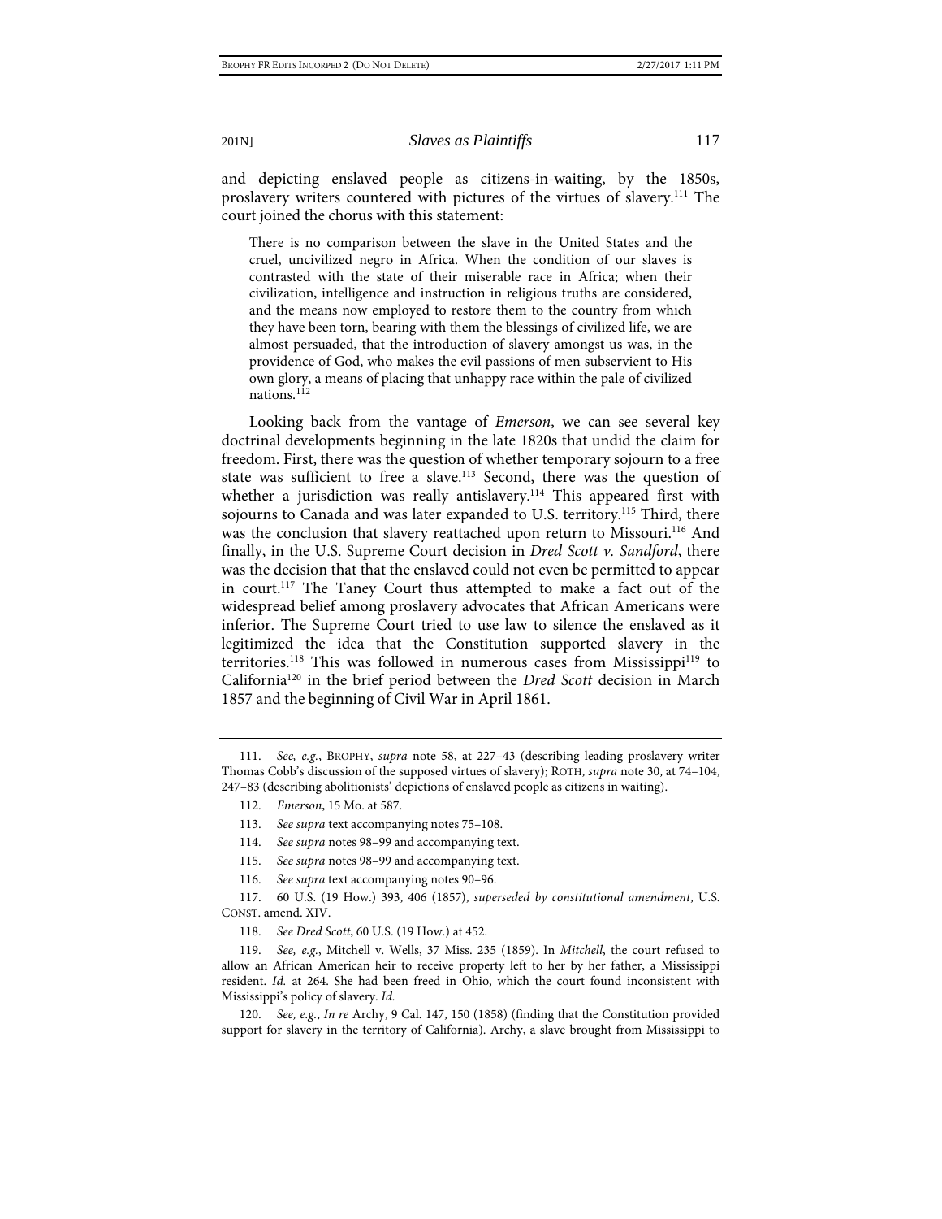and depicting enslaved people as citizens-in-waiting, by the 1850s, proslavery writers countered with pictures of the virtues of slavery.[111] The court joined the chorus with this statement:

> There is no comparison between the slave in the United States and the cruel, uncivilized negro in Africa. When the condition of our slaves is contrasted with the state of their miserable race in Africa; when their civilization, intelligence and instruction in religious truths are considered, and the means now employed to restore them to the country from which they have been torn, bearing with them the blessings of civilized life, we are almost persuaded, that the introduction of slavery amongst us was, in the providence of God, who makes the evil passions of men subservient to His own glory, a means of placing that unhappy race within the pale of civilized nations.[112]

Looking back from the vantage of *Emerson*, we can see several key doctrinal developments beginning in the late 1820s that undid the claim for freedom. First, there was the question of whether temporary sojourn to a free state was sufficient to free a slave.[113] Second, there was the question of whether a jurisdiction was really antislavery.[114] This appeared first with sojourns to Canada and was later expanded to U.S. territory.[115] Third, there was the conclusion that slavery reattached upon return to Missouri.[116] And finally, in the U.S. Supreme Court decision in *Dred Scott v. Sandford*, there was the decision that that the enslaved could not even be permitted to appear in court.[117] The Taney Court thus attempted to make a fact out of the widespread belief among proslavery advocates that African Americans were inferior. The Supreme Court tried to use law to silence the enslaved as it legitimized the idea that the Constitution supported slavery in the territories.[118] This was followed in numerous cases from Mississippi[119] to California[120] in the brief period between the *Dred Scott* decision in March 1857 and the beginning of Civil War in April 1861.

---

111. *See, e.g.*, BROPHY, *supra* note 58, at 227–43 (describing leading proslavery writer Thomas Cobb's discussion of the supposed virtues of slavery); ROTH, *supra* note 30, at 74–104, 247–83 (describing abolitionists' depictions of enslaved people as citizens in waiting).

112. *Emerson*, 15 Mo. at 587.

113. *See supra* text accompanying notes 75–108.

114. *See supra* notes 98–99 and accompanying text.

115. *See supra* notes 98–99 and accompanying text.

116. *See supra* text accompanying notes 90–96.

117. 60 U.S. (19 How.) 393, 406 (1857), *superseded by constitutional amendment*, U.S. CONST. amend. XIV.

118. *See Dred Scott*, 60 U.S. (19 How.) at 452.

119. *See, e.g.*, Mitchell v. Wells, 37 Miss. 235 (1859). In *Mitchell*, the court refused to allow an African American heir to receive property left to her by her father, a Mississippi resident. *Id.* at 264. She had been freed in Ohio, which the court found inconsistent with Mississippi's policy of slavery. *Id.*

120. *See, e.g.*, *In re* Archy, 9 Cal. 147, 150 (1858) (finding that the Constitution provided support for slavery in the territory of California). Archy, a slave brought from Mississippi to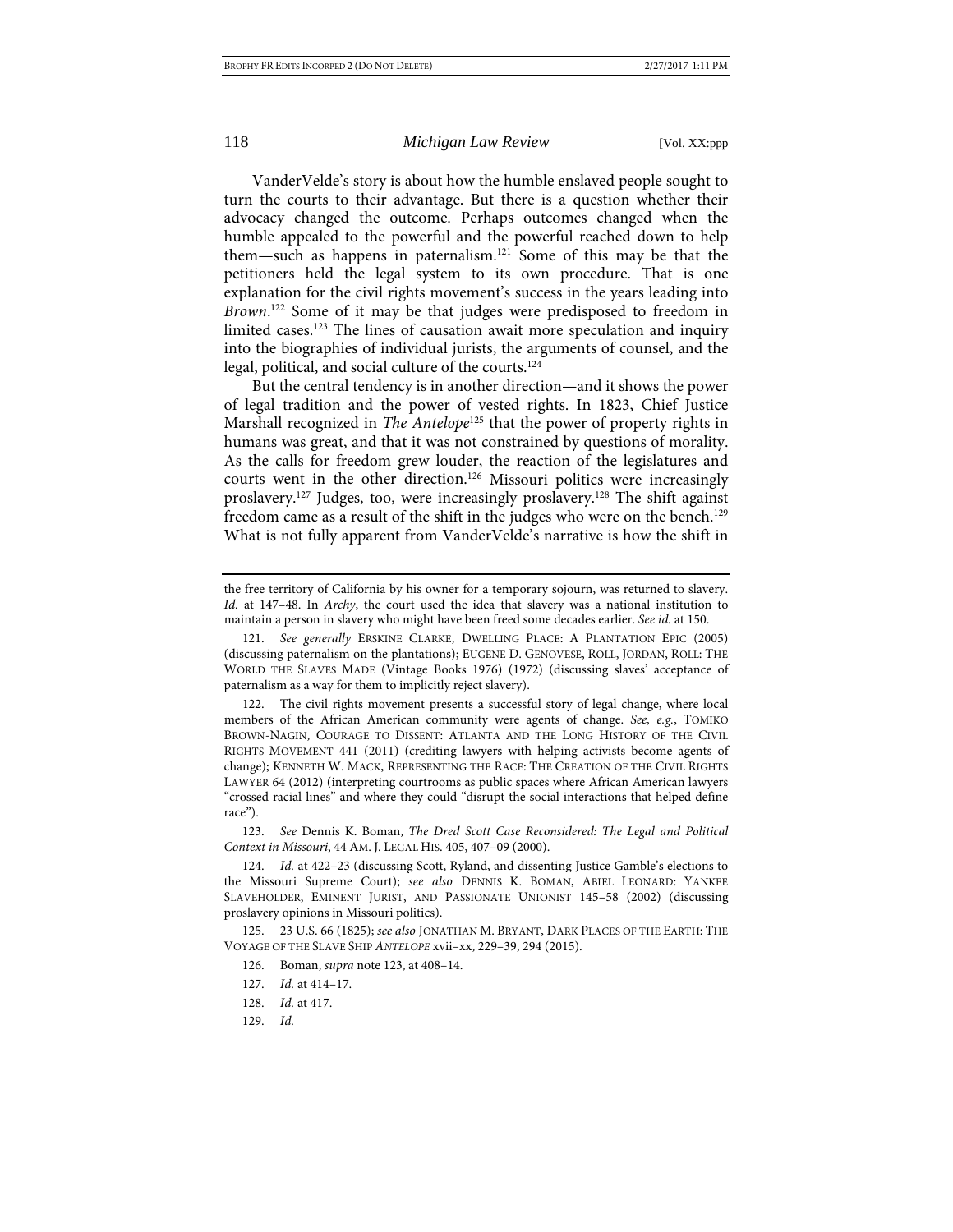VanderVelde's story is about how the humble enslaved people sought to turn the courts to their advantage. But there is a question whether their advocacy changed the outcome. Perhaps outcomes changed when the humble appealed to the powerful and the powerful reached down to help them—such as happens in paternalism.[121] Some of this may be that the petitioners held the legal system to its own procedure. That is one explanation for the civil rights movement's success in the years leading into *Brown*.[122] Some of it may be that judges were predisposed to freedom in limited cases.[123] The lines of causation await more speculation and inquiry into the biographies of individual jurists, the arguments of counsel, and the legal, political, and social culture of the courts.[124]

But the central tendency is in another direction—and it shows the power of legal tradition and the power of vested rights. In 1823, Chief Justice Marshall recognized in *The Antelope*[125] that the power of property rights in humans was great, and that it was not constrained by questions of morality. As the calls for freedom grew louder, the reaction of the legislatures and courts went in the other direction.[126] Missouri politics were increasingly proslavery.[127] Judges, too, were increasingly proslavery.[128] The shift against freedom came as a result of the shift in the judges who were on the bench.[129] What is not fully apparent from VanderVelde's narrative is how the shift in

---

the free territory of California by his owner for a temporary sojourn, was returned to slavery. *Id.* at 147–48. In *Archy*, the court used the idea that slavery was a national institution to maintain a person in slavery who might have been freed some decades earlier. *See id.* at 150.

121. *See generally* ERSKINE CLARKE, DWELLING PLACE: A PLANTATION EPIC (2005) (discussing paternalism on the plantations); EUGENE D. GENOVESE, ROLL, JORDAN, ROLL: THE WORLD THE SLAVES MADE (Vintage Books 1976) (1972) (discussing slaves' acceptance of paternalism as a way for them to implicitly reject slavery).

122. The civil rights movement presents a successful story of legal change, where local members of the African American community were agents of change. *See, e.g.*, TOMIKO BROWN-NAGIN, COURAGE TO DISSENT: ATLANTA AND THE LONG HISTORY OF THE CIVIL RIGHTS MOVEMENT 441 (2011) (crediting lawyers with helping activists become agents of change); KENNETH W. MACK, REPRESENTING THE RACE: THE CREATION OF THE CIVIL RIGHTS LAWYER 64 (2012) (interpreting courtrooms as public spaces where African American lawyers "crossed racial lines" and where they could "disrupt the social interactions that helped define race").

123. *See* Dennis K. Boman, *The Dred Scott Case Reconsidered: The Legal and Political Context in Missouri*, 44 AM. J. LEGAL HIS. 405, 407–09 (2000).

124. *Id.* at 422–23 (discussing Scott, Ryland, and dissenting Justice Gamble's elections to the Missouri Supreme Court); *see also* DENNIS K. BOMAN, ABIEL LEONARD: YANKEE SLAVEHOLDER, EMINENT JURIST, AND PASSIONATE UNIONIST 145–58 (2002) (discussing proslavery opinions in Missouri politics).

125. 23 U.S. 66 (1825); *see also* JONATHAN M. BRYANT, DARK PLACES OF THE EARTH: THE VOYAGE OF THE SLAVE SHIP *ANTELOPE* xvii–xx, 229–39, 294 (2015).

126. Boman, *supra* note 123, at 408–14.

127. *Id.* at 414–17.

128. *Id.* at 417.

129. *Id.*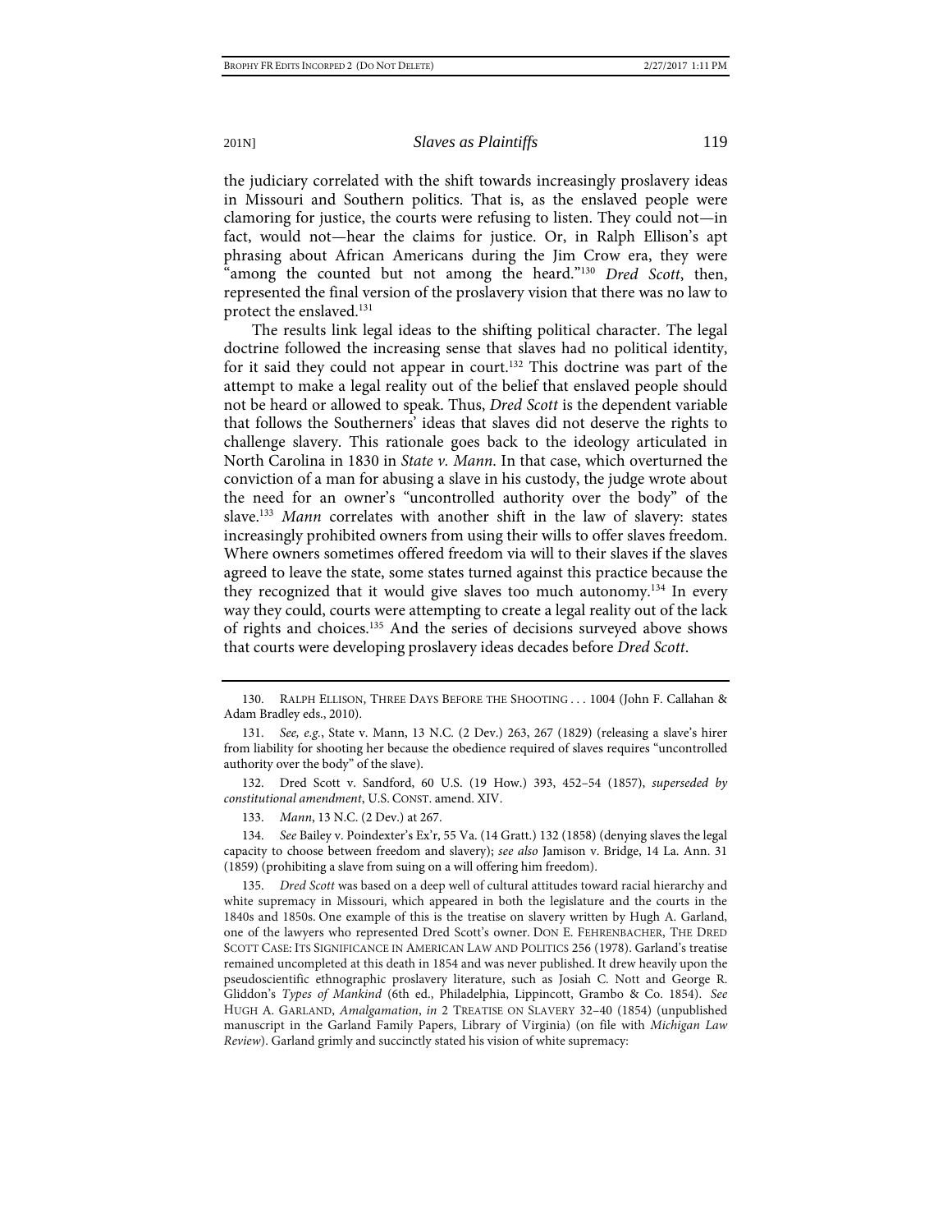the judiciary correlated with the shift towards increasingly proslavery ideas in Missouri and Southern politics. That is, as the enslaved people were clamoring for justice, the courts were refusing to listen. They could not—in fact, would not—hear the claims for justice. Or, in Ralph Ellison's apt phrasing about African Americans during the Jim Crow era, they were "among the counted but not among the heard."[130] *Dred Scott*, then, represented the final version of the proslavery vision that there was no law to protect the enslaved.[131]

The results link legal ideas to the shifting political character. The legal doctrine followed the increasing sense that slaves had no political identity, for it said they could not appear in court.[132] This doctrine was part of the attempt to make a legal reality out of the belief that enslaved people should not be heard or allowed to speak. Thus, *Dred Scott* is the dependent variable that follows the Southerners' ideas that slaves did not deserve the rights to challenge slavery. This rationale goes back to the ideology articulated in North Carolina in 1830 in *State v. Mann*. In that case, which overturned the conviction of a man for abusing a slave in his custody, the judge wrote about the need for an owner's "uncontrolled authority over the body" of the slave.[133] *Mann* correlates with another shift in the law of slavery: states increasingly prohibited owners from using their wills to offer slaves freedom. Where owners sometimes offered freedom via will to their slaves if the slaves agreed to leave the state, some states turned against this practice because the they recognized that it would give slaves too much autonomy.[134] In every way they could, courts were attempting to create a legal reality out of the lack of rights and choices.[135] And the series of decisions surveyed above shows that courts were developing proslavery ideas decades before *Dred Scott*.

---

130. Ralph Ellison, Three Days Before the Shooting . . . 1004 (John F. Callahan & Adam Bradley eds., 2010).

131. *See, e.g.*, State v. Mann, 13 N.C. (2 Dev.) 263, 267 (1829) (releasing a slave's hirer from liability for shooting her because the obedience required of slaves requires "uncontrolled authority over the body" of the slave).

132. Dred Scott v. Sandford, 60 U.S. (19 How.) 393, 452–54 (1857), *superseded by constitutional amendment*, U.S. Const. amend. XIV.

133. *Mann*, 13 N.C. (2 Dev.) at 267.

134. *See* Bailey v. Poindexter's Ex'r, 55 Va. (14 Gratt.) 132 (1858) (denying slaves the legal capacity to choose between freedom and slavery); *see also* Jamison v. Bridge, 14 La. Ann. 31 (1859) (prohibiting a slave from suing on a will offering him freedom).

135. *Dred Scott* was based on a deep well of cultural attitudes toward racial hierarchy and white supremacy in Missouri, which appeared in both the legislature and the courts in the 1840s and 1850s. One example of this is the treatise on slavery written by Hugh A. Garland, one of the lawyers who represented Dred Scott's owner. Don E. Fehrenbacher, The Dred Scott Case: Its Significance in American Law and Politics 256 (1978). Garland's treatise remained uncompleted at this death in 1854 and was never published. It drew heavily upon the pseudoscientific ethnographic proslavery literature, such as Josiah C. Nott and George R. Gliddon's *Types of Mankind* (6th ed., Philadelphia, Lippincott, Grambo & Co. 1854). *See* Hugh A. Garland, *Amalgamation*, *in* 2 Treatise on Slavery 32–40 (1854) (unpublished manuscript in the Garland Family Papers, Library of Virginia) (on file with *Michigan Law Review*). Garland grimly and succinctly stated his vision of white supremacy: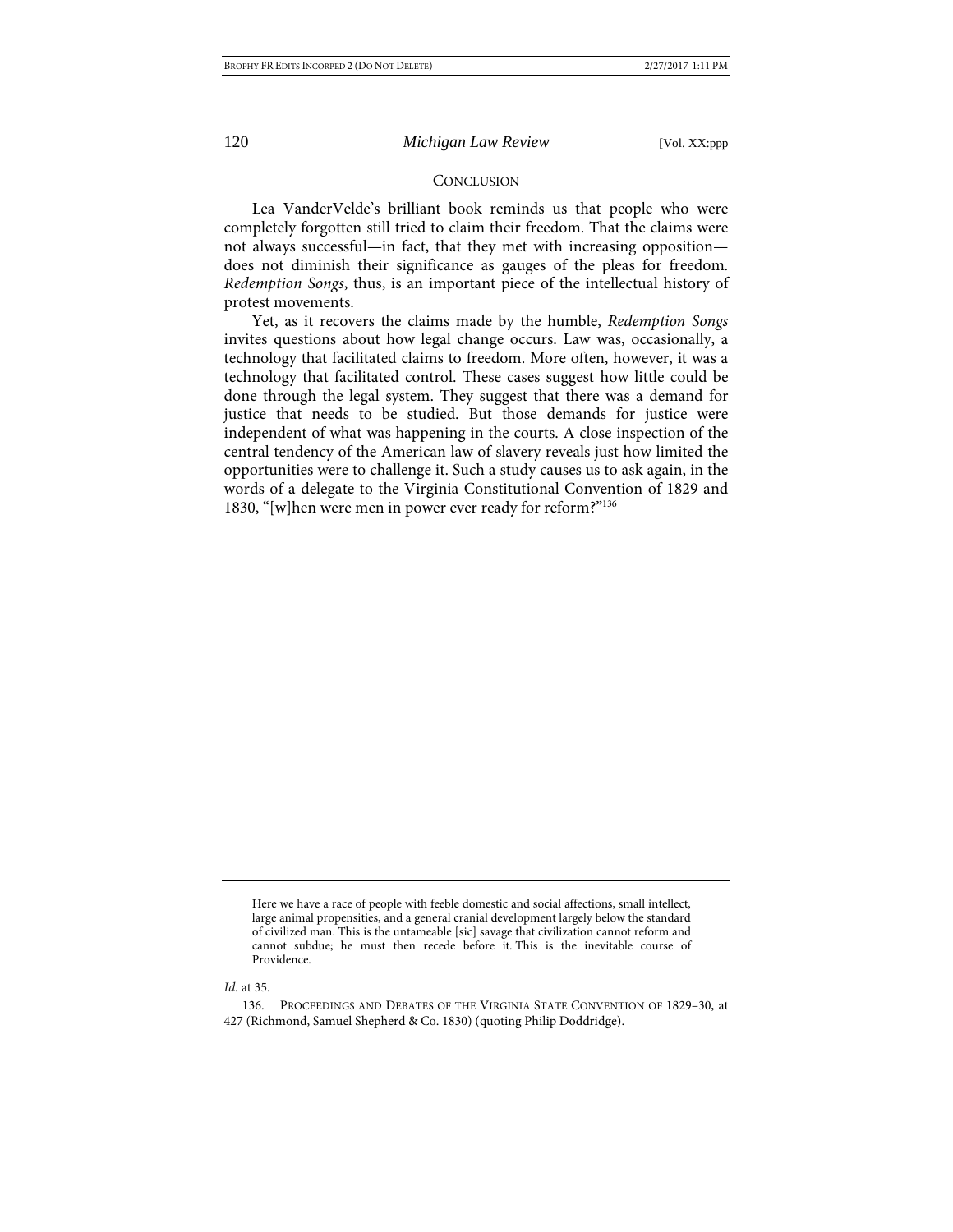## CONCLUSION

Lea VanderVelde's brilliant book reminds us that people who were completely forgotten still tried to claim their freedom. That the claims were not always successful—in fact, that they met with increasing opposition—does not diminish their significance as gauges of the pleas for freedom. *Redemption Songs*, thus, is an important piece of the intellectual history of protest movements.

Yet, as it recovers the claims made by the humble, *Redemption Songs* invites questions about how legal change occurs. Law was, occasionally, a technology that facilitated claims to freedom. More often, however, it was a technology that facilitated control. These cases suggest how little could be done through the legal system. They suggest that there was a demand for justice that needs to be studied. But those demands for justice were independent of what was happening in the courts. A close inspection of the central tendency of the American law of slavery reveals just how limited the opportunities were to challenge it. Such a study causes us to ask again, in the words of a delegate to the Virginia Constitutional Convention of 1829 and 1830, "[w]hen were men in power ever ready for reform?"[136]

---

> Here we have a race of people with feeble domestic and social affections, small intellect, large animal propensities, and a general cranial development largely below the standard of civilized man. This is the untameable [sic] savage that civilization cannot reform and cannot subdue; he must then recede before it. This is the inevitable course of Providence.

*Id.* at 35.

136. PROCEEDINGS AND DEBATES OF THE VIRGINIA STATE CONVENTION OF 1829–30, at 427 (Richmond, Samuel Shepherd & Co. 1830) (quoting Philip Doddridge).